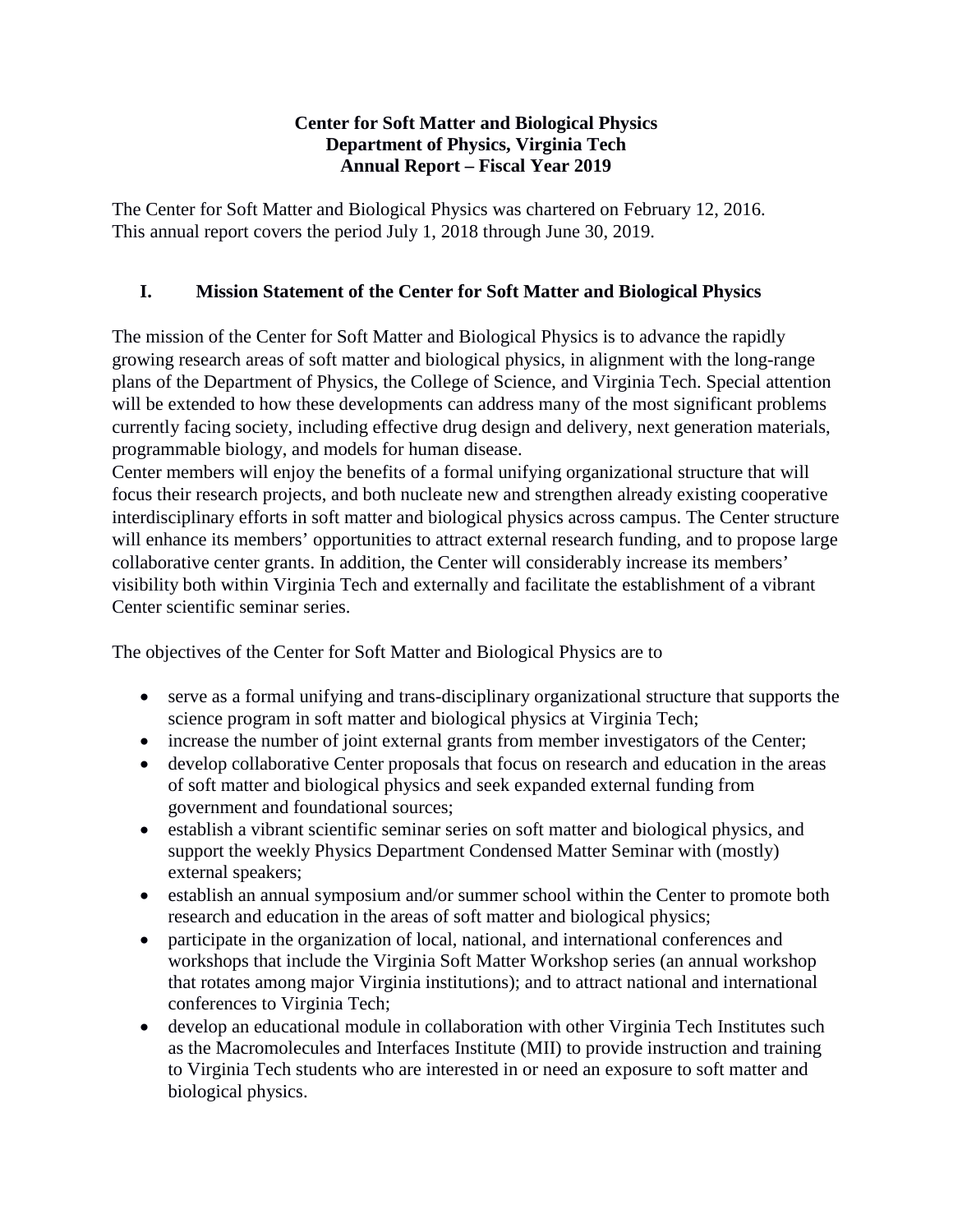**Center for Soft Matter and Biological Physics**
**Department of Physics, Virginia Tech**
**Annual Report – Fiscal Year 2019**

The Center for Soft Matter and Biological Physics was chartered on February 12, 2016.
This annual report covers the period July 1, 2018 through June 30, 2019.

## I. Mission Statement of the Center for Soft Matter and Biological Physics

The mission of the Center for Soft Matter and Biological Physics is to advance the rapidly growing research areas of soft matter and biological physics, in alignment with the long-range plans of the Department of Physics, the College of Science, and Virginia Tech. Special attention will be extended to how these developments can address many of the most significant problems currently facing society, including effective drug design and delivery, next generation materials, programmable biology, and models for human disease.

Center members will enjoy the benefits of a formal unifying organizational structure that will focus their research projects, and both nucleate new and strengthen already existing cooperative interdisciplinary efforts in soft matter and biological physics across campus. The Center structure will enhance its members' opportunities to attract external research funding, and to propose large collaborative center grants. In addition, the Center will considerably increase its members' visibility both within Virginia Tech and externally and facilitate the establishment of a vibrant Center scientific seminar series.

The objectives of the Center for Soft Matter and Biological Physics are to

- serve as a formal unifying and trans-disciplinary organizational structure that supports the science program in soft matter and biological physics at Virginia Tech;
- increase the number of joint external grants from member investigators of the Center;
- develop collaborative Center proposals that focus on research and education in the areas of soft matter and biological physics and seek expanded external funding from government and foundational sources;
- establish a vibrant scientific seminar series on soft matter and biological physics, and support the weekly Physics Department Condensed Matter Seminar with (mostly) external speakers;
- establish an annual symposium and/or summer school within the Center to promote both research and education in the areas of soft matter and biological physics;
- participate in the organization of local, national, and international conferences and workshops that include the Virginia Soft Matter Workshop series (an annual workshop that rotates among major Virginia institutions); and to attract national and international conferences to Virginia Tech;
- develop an educational module in collaboration with other Virginia Tech Institutes such as the Macromolecules and Interfaces Institute (MII) to provide instruction and training to Virginia Tech students who are interested in or need an exposure to soft matter and biological physics.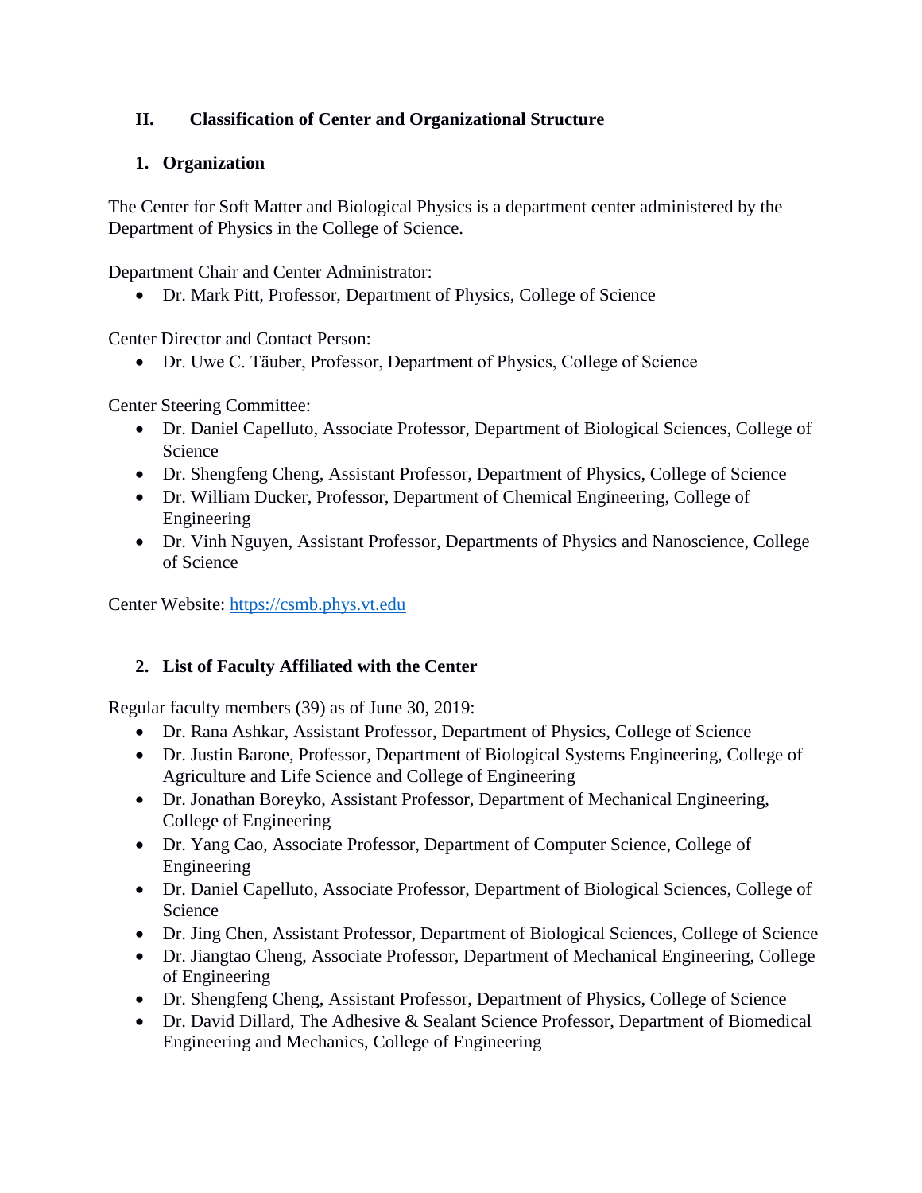## II. Classification of Center and Organizational Structure

### 1. Organization

The Center for Soft Matter and Biological Physics is a department center administered by the Department of Physics in the College of Science.

Department Chair and Center Administrator:

- Dr. Mark Pitt, Professor, Department of Physics, College of Science

Center Director and Contact Person:

- Dr. Uwe C. Täuber, Professor, Department of Physics, College of Science

Center Steering Committee:

- Dr. Daniel Capelluto, Associate Professor, Department of Biological Sciences, College of Science
- Dr. Shengfeng Cheng, Assistant Professor, Department of Physics, College of Science
- Dr. William Ducker, Professor, Department of Chemical Engineering, College of Engineering
- Dr. Vinh Nguyen, Assistant Professor, Departments of Physics and Nanoscience, College of Science

Center Website: https://csmb.phys.vt.edu

### 2. List of Faculty Affiliated with the Center

Regular faculty members (39) as of June 30, 2019:

- Dr. Rana Ashkar, Assistant Professor, Department of Physics, College of Science
- Dr. Justin Barone, Professor, Department of Biological Systems Engineering, College of Agriculture and Life Science and College of Engineering
- Dr. Jonathan Boreyko, Assistant Professor, Department of Mechanical Engineering, College of Engineering
- Dr. Yang Cao, Associate Professor, Department of Computer Science, College of Engineering
- Dr. Daniel Capelluto, Associate Professor, Department of Biological Sciences, College of Science
- Dr. Jing Chen, Assistant Professor, Department of Biological Sciences, College of Science
- Dr. Jiangtao Cheng, Associate Professor, Department of Mechanical Engineering, College of Engineering
- Dr. Shengfeng Cheng, Assistant Professor, Department of Physics, College of Science
- Dr. David Dillard, The Adhesive & Sealant Science Professor, Department of Biomedical Engineering and Mechanics, College of Engineering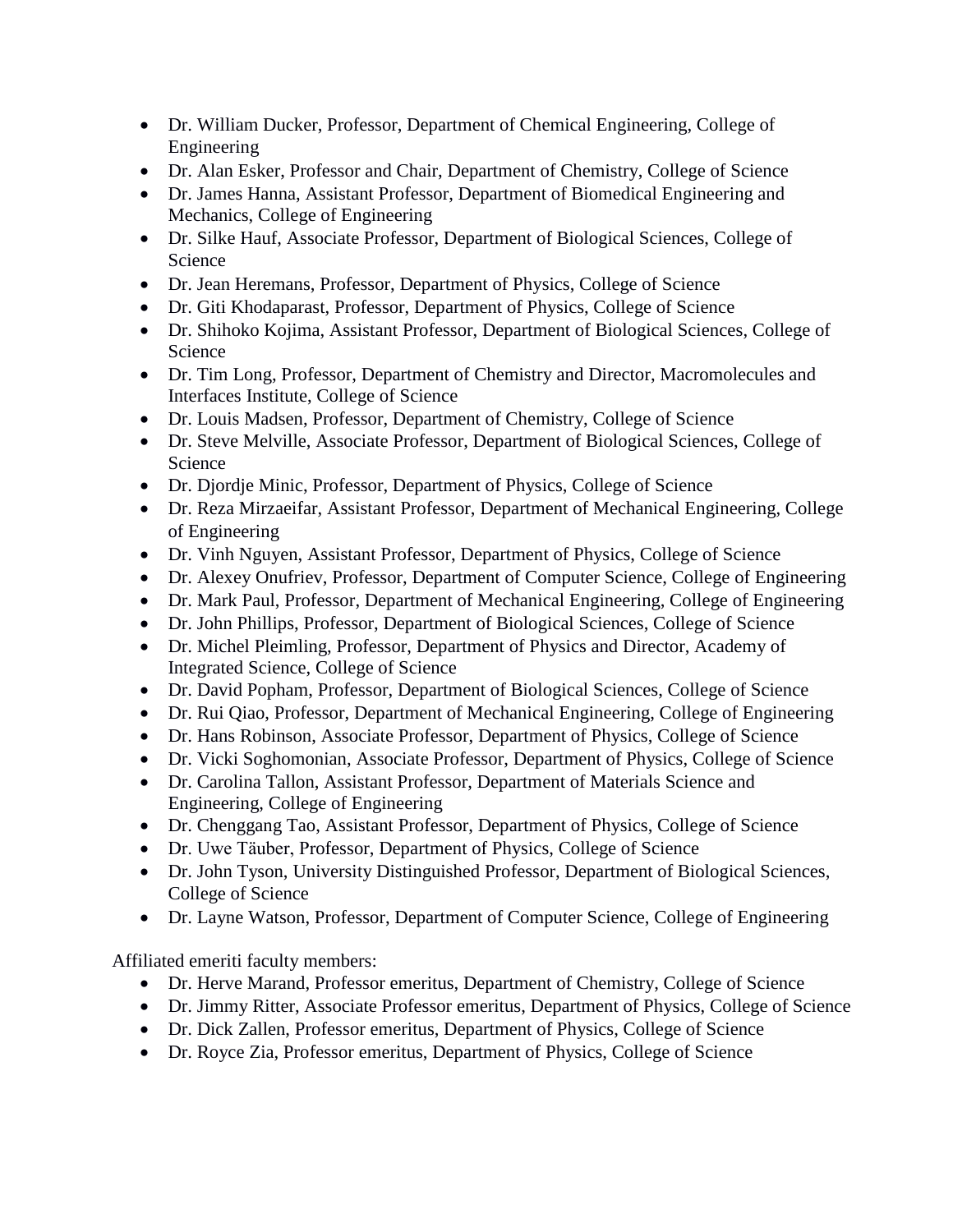- Dr. William Ducker, Professor, Department of Chemical Engineering, College of Engineering
- Dr. Alan Esker, Professor and Chair, Department of Chemistry, College of Science
- Dr. James Hanna, Assistant Professor, Department of Biomedical Engineering and Mechanics, College of Engineering
- Dr. Silke Hauf, Associate Professor, Department of Biological Sciences, College of Science
- Dr. Jean Heremans, Professor, Department of Physics, College of Science
- Dr. Giti Khodaparast, Professor, Department of Physics, College of Science
- Dr. Shihoko Kojima, Assistant Professor, Department of Biological Sciences, College of Science
- Dr. Tim Long, Professor, Department of Chemistry and Director, Macromolecules and Interfaces Institute, College of Science
- Dr. Louis Madsen, Professor, Department of Chemistry, College of Science
- Dr. Steve Melville, Associate Professor, Department of Biological Sciences, College of Science
- Dr. Djordje Minic, Professor, Department of Physics, College of Science
- Dr. Reza Mirzaeifar, Assistant Professor, Department of Mechanical Engineering, College of Engineering
- Dr. Vinh Nguyen, Assistant Professor, Department of Physics, College of Science
- Dr. Alexey Onufriev, Professor, Department of Computer Science, College of Engineering
- Dr. Mark Paul, Professor, Department of Mechanical Engineering, College of Engineering
- Dr. John Phillips, Professor, Department of Biological Sciences, College of Science
- Dr. Michel Pleimling, Professor, Department of Physics and Director, Academy of Integrated Science, College of Science
- Dr. David Popham, Professor, Department of Biological Sciences, College of Science
- Dr. Rui Qiao, Professor, Department of Mechanical Engineering, College of Engineering
- Dr. Hans Robinson, Associate Professor, Department of Physics, College of Science
- Dr. Vicki Soghomonian, Associate Professor, Department of Physics, College of Science
- Dr. Carolina Tallon, Assistant Professor, Department of Materials Science and Engineering, College of Engineering
- Dr. Chenggang Tao, Assistant Professor, Department of Physics, College of Science
- Dr. Uwe Täuber, Professor, Department of Physics, College of Science
- Dr. John Tyson, University Distinguished Professor, Department of Biological Sciences, College of Science
- Dr. Layne Watson, Professor, Department of Computer Science, College of Engineering

Affiliated emeriti faculty members:

- Dr. Herve Marand, Professor emeritus, Department of Chemistry, College of Science
- Dr. Jimmy Ritter, Associate Professor emeritus, Department of Physics, College of Science
- Dr. Dick Zallen, Professor emeritus, Department of Physics, College of Science
- Dr. Royce Zia, Professor emeritus, Department of Physics, College of Science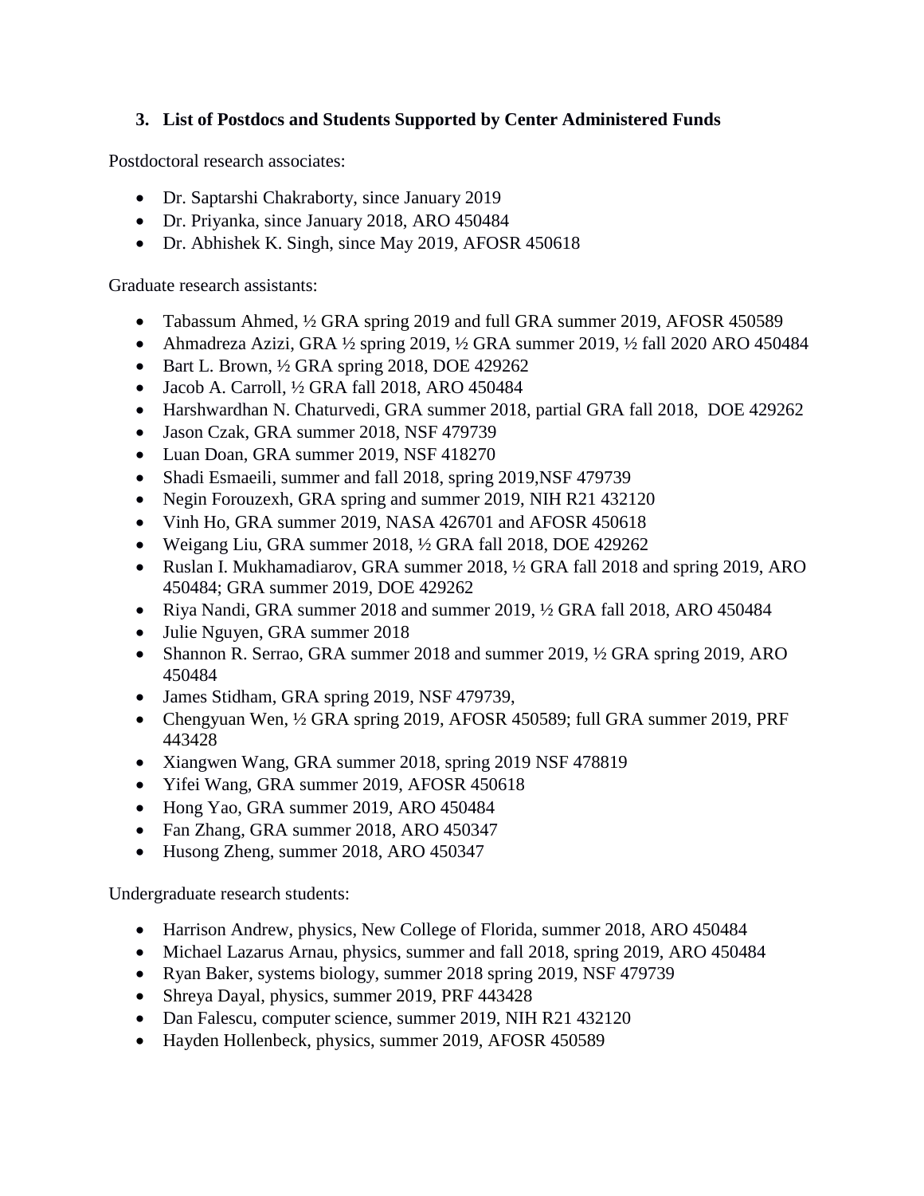### 3. List of Postdocs and Students Supported by Center Administered Funds

Postdoctoral research associates:

- Dr. Saptarshi Chakraborty, since January 2019
- Dr. Priyanka, since January 2018, ARO 450484
- Dr. Abhishek K. Singh, since May 2019, AFOSR 450618

Graduate research assistants:

- Tabassum Ahmed, ½ GRA spring 2019 and full GRA summer 2019, AFOSR 450589
- Ahmadreza Azizi, GRA ½ spring 2019, ½ GRA summer 2019, ½ fall 2020 ARO 450484
- Bart L. Brown, ½ GRA spring 2018, DOE 429262
- Jacob A. Carroll, ½ GRA fall 2018, ARO 450484
- Harshwardhan N. Chaturvedi, GRA summer 2018, partial GRA fall 2018, DOE 429262
- Jason Czak, GRA summer 2018, NSF 479739
- Luan Doan, GRA summer 2019, NSF 418270
- Shadi Esmaeili, summer and fall 2018, spring 2019,NSF 479739
- Negin Forouzexh, GRA spring and summer 2019, NIH R21 432120
- Vinh Ho, GRA summer 2019, NASA 426701 and AFOSR 450618
- Weigang Liu, GRA summer 2018, ½ GRA fall 2018, DOE 429262
- Ruslan I. Mukhamadiarov, GRA summer 2018, ½ GRA fall 2018 and spring 2019, ARO 450484; GRA summer 2019, DOE 429262
- Riya Nandi, GRA summer 2018 and summer 2019, ½ GRA fall 2018, ARO 450484
- Julie Nguyen, GRA summer 2018
- Shannon R. Serrao, GRA summer 2018 and summer 2019, ½ GRA spring 2019, ARO 450484
- James Stidham, GRA spring 2019, NSF 479739,
- Chengyuan Wen, ½ GRA spring 2019, AFOSR 450589; full GRA summer 2019, PRF 443428
- Xiangwen Wang, GRA summer 2018, spring 2019 NSF 478819
- Yifei Wang, GRA summer 2019, AFOSR 450618
- Hong Yao, GRA summer 2019, ARO 450484
- Fan Zhang, GRA summer 2018, ARO 450347
- Husong Zheng, summer 2018, ARO 450347

Undergraduate research students:

- Harrison Andrew, physics, New College of Florida, summer 2018, ARO 450484
- Michael Lazarus Arnau, physics, summer and fall 2018, spring 2019, ARO 450484
- Ryan Baker, systems biology, summer 2018 spring 2019, NSF 479739
- Shreya Dayal, physics, summer 2019, PRF 443428
- Dan Falescu, computer science, summer 2019, NIH R21 432120
- Hayden Hollenbeck, physics, summer 2019, AFOSR 450589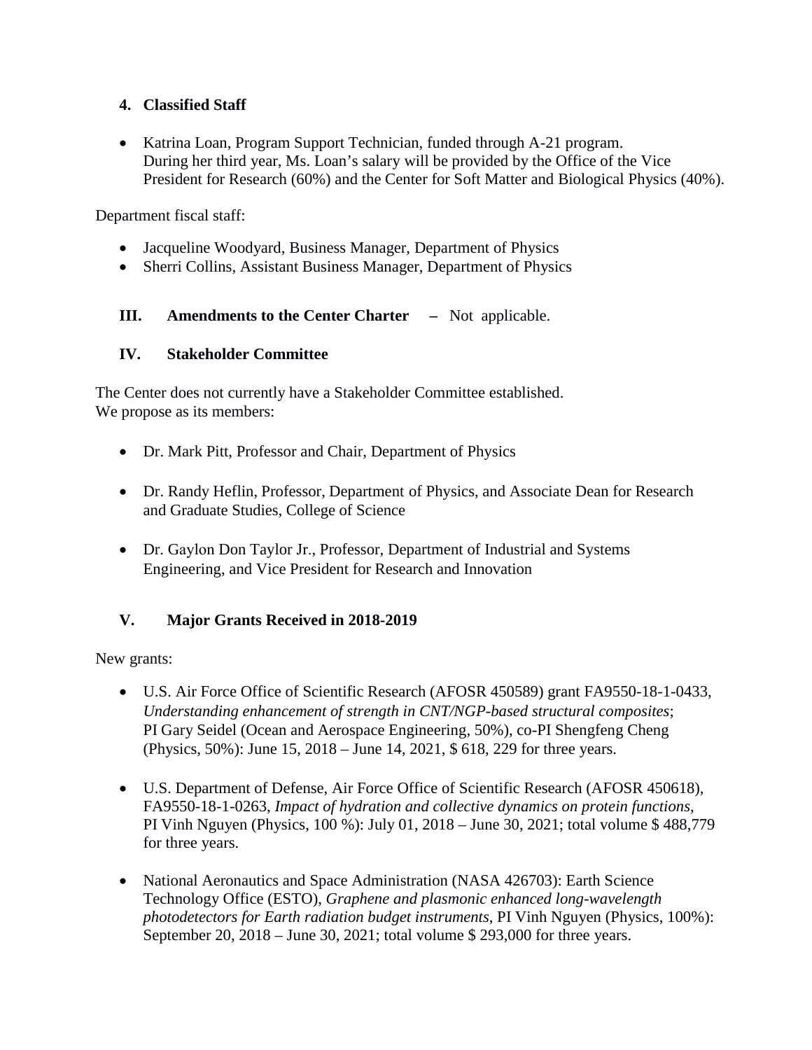#### 4. Classified Staff

- Katrina Loan, Program Support Technician, funded through A-21 program.
  During her third year, Ms. Loan's salary will be provided by the Office of the Vice President for Research (60%) and the Center for Soft Matter and Biological Physics (40%).

Department fiscal staff:

- Jacqueline Woodyard, Business Manager, Department of Physics
- Sherri Collins, Assistant Business Manager, Department of Physics

### III. Amendments to the Center Charter – Not applicable.

### IV. Stakeholder Committee

The Center does not currently have a Stakeholder Committee established.
We propose as its members:

- Dr. Mark Pitt, Professor and Chair, Department of Physics

- Dr. Randy Heflin, Professor, Department of Physics, and Associate Dean for Research and Graduate Studies, College of Science

- Dr. Gaylon Don Taylor Jr., Professor, Department of Industrial and Systems Engineering, and Vice President for Research and Innovation

### V. Major Grants Received in 2018-2019

New grants:

- U.S. Air Force Office of Scientific Research (AFOSR 450589) grant FA9550-18-1-0433, *Understanding enhancement of strength in CNT/NGP-based structural composites*; PI Gary Seidel (Ocean and Aerospace Engineering, 50%), co-PI Shengfeng Cheng (Physics, 50%): June 15, 2018 – June 14, 2021, $ 618, 229 for three years.

- U.S. Department of Defense, Air Force Office of Scientific Research (AFOSR 450618), FA9550-18-1-0263, *Impact of hydration and collective dynamics on protein functions*, PI Vinh Nguyen (Physics, 100 %): July 01, 2018 – June 30, 2021; total volume $ 488,779 for three years.

- National Aeronautics and Space Administration (NASA 426703): Earth Science Technology Office (ESTO), *Graphene and plasmonic enhanced long-wavelength photodetectors for Earth radiation budget instruments*, PI Vinh Nguyen (Physics, 100%): September 20, 2018 – June 30, 2021; total volume $ 293,000 for three years.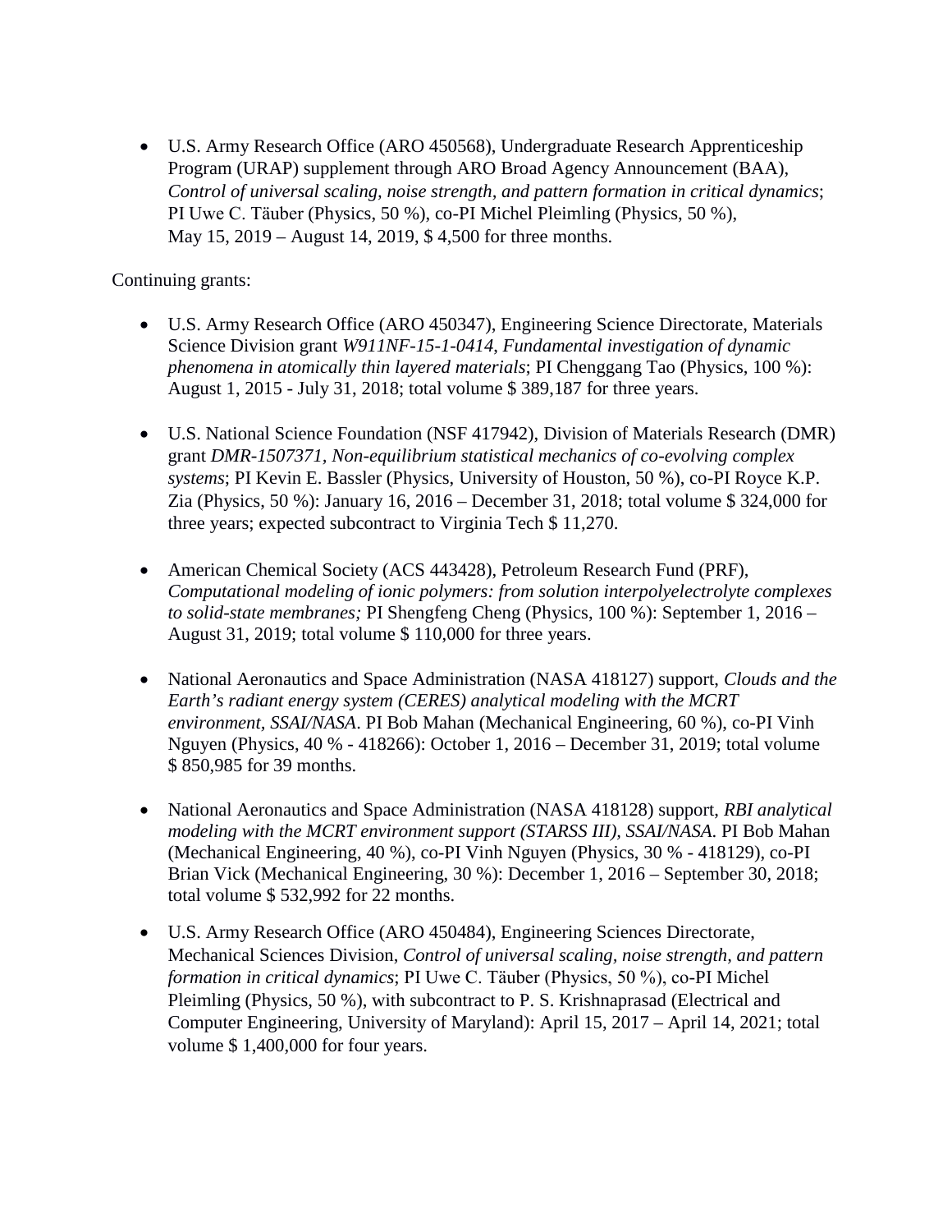- U.S. Army Research Office (ARO 450568), Undergraduate Research Apprenticeship Program (URAP) supplement through ARO Broad Agency Announcement (BAA), *Control of universal scaling, noise strength, and pattern formation in critical dynamics*; PI Uwe C. Täuber (Physics, 50 %), co-PI Michel Pleimling (Physics, 50 %), May 15, 2019 – August 14, 2019, $ 4,500 for three months.

Continuing grants:

- U.S. Army Research Office (ARO 450347), Engineering Science Directorate, Materials Science Division grant *W911NF-15-1-0414*, *Fundamental investigation of dynamic phenomena in atomically thin layered materials*; PI Chenggang Tao (Physics, 100 %): August 1, 2015 - July 31, 2018; total volume $ 389,187 for three years.

- U.S. National Science Foundation (NSF 417942), Division of Materials Research (DMR) grant *DMR-1507371*, *Non-equilibrium statistical mechanics of co-evolving complex systems*; PI Kevin E. Bassler (Physics, University of Houston, 50 %), co-PI Royce K.P. Zia (Physics, 50 %): January 16, 2016 – December 31, 2018; total volume $ 324,000 for three years; expected subcontract to Virginia Tech $ 11,270.

- American Chemical Society (ACS 443428), Petroleum Research Fund (PRF), *Computational modeling of ionic polymers: from solution interpolyelectrolyte complexes to solid-state membranes;* PI Shengfeng Cheng (Physics, 100 %): September 1, 2016 – August 31, 2019; total volume $ 110,000 for three years.

- National Aeronautics and Space Administration (NASA 418127) support, *Clouds and the Earth's radiant energy system (CERES) analytical modeling with the MCRT environment, SSAI/NASA*. PI Bob Mahan (Mechanical Engineering, 60 %), co-PI Vinh Nguyen (Physics, 40 % - 418266): October 1, 2016 – December 31, 2019; total volume $ 850,985 for 39 months.

- National Aeronautics and Space Administration (NASA 418128) support, *RBI analytical modeling with the MCRT environment support (STARSS III), SSAI/NASA.* PI Bob Mahan (Mechanical Engineering, 40 %), co-PI Vinh Nguyen (Physics, 30 % - 418129), co-PI Brian Vick (Mechanical Engineering, 30 %): December 1, 2016 – September 30, 2018; total volume $ 532,992 for 22 months.

- U.S. Army Research Office (ARO 450484), Engineering Sciences Directorate, Mechanical Sciences Division, *Control of universal scaling, noise strength, and pattern formation in critical dynamics*; PI Uwe C. Täuber (Physics, 50 %), co-PI Michel Pleimling (Physics, 50 %), with subcontract to P. S. Krishnaprasad (Electrical and Computer Engineering, University of Maryland): April 15, 2017 – April 14, 2021; total volume $ 1,400,000 for four years.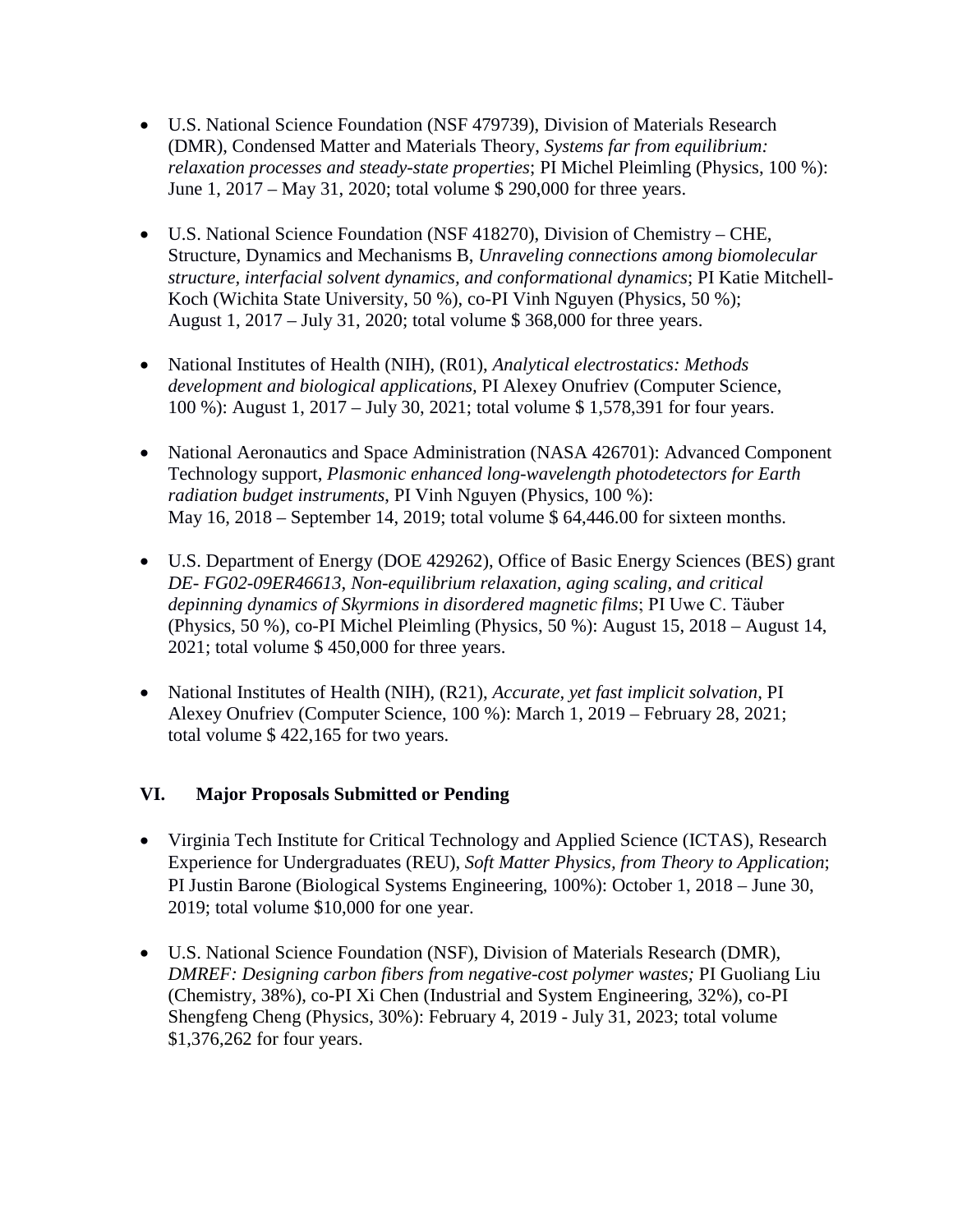- U.S. National Science Foundation (NSF 479739), Division of Materials Research (DMR), Condensed Matter and Materials Theory, *Systems far from equilibrium: relaxation processes and steady-state properties*; PI Michel Pleimling (Physics, 100 %): June 1, 2017 – May 31, 2020; total volume $ 290,000 for three years.

- U.S. National Science Foundation (NSF 418270), Division of Chemistry – CHE, Structure, Dynamics and Mechanisms B, *Unraveling connections among biomolecular structure, interfacial solvent dynamics, and conformational dynamics*; PI Katie Mitchell-Koch (Wichita State University, 50 %), co-PI Vinh Nguyen (Physics, 50 %); August 1, 2017 – July 31, 2020; total volume $ 368,000 for three years.

- National Institutes of Health (NIH), (R01), *Analytical electrostatics: Methods development and biological applications*, PI Alexey Onufriev (Computer Science, 100 %): August 1, 2017 – July 30, 2021; total volume $ 1,578,391 for four years.

- National Aeronautics and Space Administration (NASA 426701): Advanced Component Technology support, *Plasmonic enhanced long-wavelength photodetectors for Earth radiation budget instruments*, PI Vinh Nguyen (Physics, 100 %): May 16, 2018 – September 14, 2019; total volume $ 64,446.00 for sixteen months.

- U.S. Department of Energy (DOE 429262), Office of Basic Energy Sciences (BES) grant *DE- FG02-09ER46613*, *Non-equilibrium relaxation, aging scaling, and critical depinning dynamics of Skyrmions in disordered magnetic films*; PI Uwe C. Täuber (Physics, 50 %), co-PI Michel Pleimling (Physics, 50 %): August 15, 2018 – August 14, 2021; total volume $ 450,000 for three years.

- National Institutes of Health (NIH), (R21), *Accurate, yet fast implicit solvation*, PI Alexey Onufriev (Computer Science, 100 %): March 1, 2019 – February 28, 2021; total volume $ 422,165 for two years.

## VI. Major Proposals Submitted or Pending

- Virginia Tech Institute for Critical Technology and Applied Science (ICTAS), Research Experience for Undergraduates (REU), *Soft Matter Physics, from Theory to Application*; PI Justin Barone (Biological Systems Engineering, 100%): October 1, 2018 – June 30, 2019; total volume $10,000 for one year.

- U.S. National Science Foundation (NSF), Division of Materials Research (DMR), *DMREF: Designing carbon fibers from negative-cost polymer wastes;* PI Guoliang Liu (Chemistry, 38%), co-PI Xi Chen (Industrial and System Engineering, 32%), co-PI Shengfeng Cheng (Physics, 30%): February 4, 2019 - July 31, 2023; total volume $1,376,262 for four years.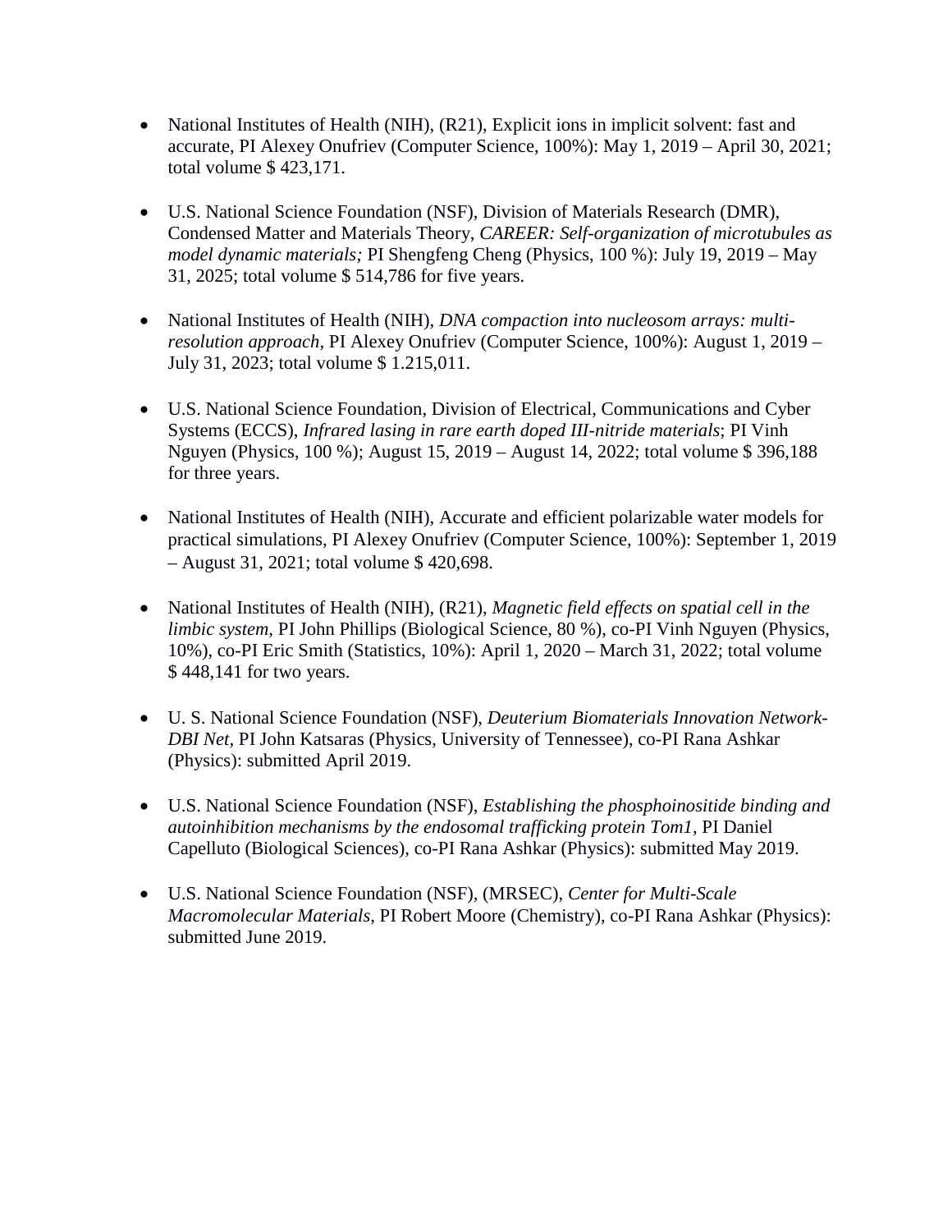- National Institutes of Health (NIH), (R21), Explicit ions in implicit solvent: fast and accurate, PI Alexey Onufriev (Computer Science, 100%): May 1, 2019 – April 30, 2021; total volume $ 423,171.

- U.S. National Science Foundation (NSF), Division of Materials Research (DMR), Condensed Matter and Materials Theory, *CAREER: Self-organization of microtubules as model dynamic materials;* PI Shengfeng Cheng (Physics, 100 %): July 19, 2019 – May 31, 2025; total volume $ 514,786 for five years.

- National Institutes of Health (NIH), *DNA compaction into nucleosom arrays: multi-resolution approach,* PI Alexey Onufriev (Computer Science, 100%): August 1, 2019 – July 31, 2023; total volume $ 1.215,011.

- U.S. National Science Foundation, Division of Electrical, Communications and Cyber Systems (ECCS), *Infrared lasing in rare earth doped III-nitride materials*; PI Vinh Nguyen (Physics, 100 %); August 15, 2019 – August 14, 2022; total volume $ 396,188 for three years.

- National Institutes of Health (NIH), Accurate and efficient polarizable water models for practical simulations, PI Alexey Onufriev (Computer Science, 100%): September 1, 2019 – August 31, 2021; total volume $ 420,698.

- National Institutes of Health (NIH), (R21), *Magnetic field effects on spatial cell in the limbic system,* PI John Phillips (Biological Science, 80 %), co-PI Vinh Nguyen (Physics, 10%), co-PI Eric Smith (Statistics, 10%): April 1, 2020 – March 31, 2022; total volume $ 448,141 for two years.

- U. S. National Science Foundation (NSF), *Deuterium Biomaterials Innovation Network-DBI Net*, PI John Katsaras (Physics, University of Tennessee), co-PI Rana Ashkar (Physics): submitted April 2019.

- U.S. National Science Foundation (NSF), *Establishing the phosphoinositide binding and autoinhibition mechanisms by the endosomal trafficking protein Tom1,* PI Daniel Capelluto (Biological Sciences), co-PI Rana Ashkar (Physics): submitted May 2019.

- U.S. National Science Foundation (NSF), (MRSEC), *Center for Multi-Scale Macromolecular Materials*, PI Robert Moore (Chemistry), co-PI Rana Ashkar (Physics): submitted June 2019.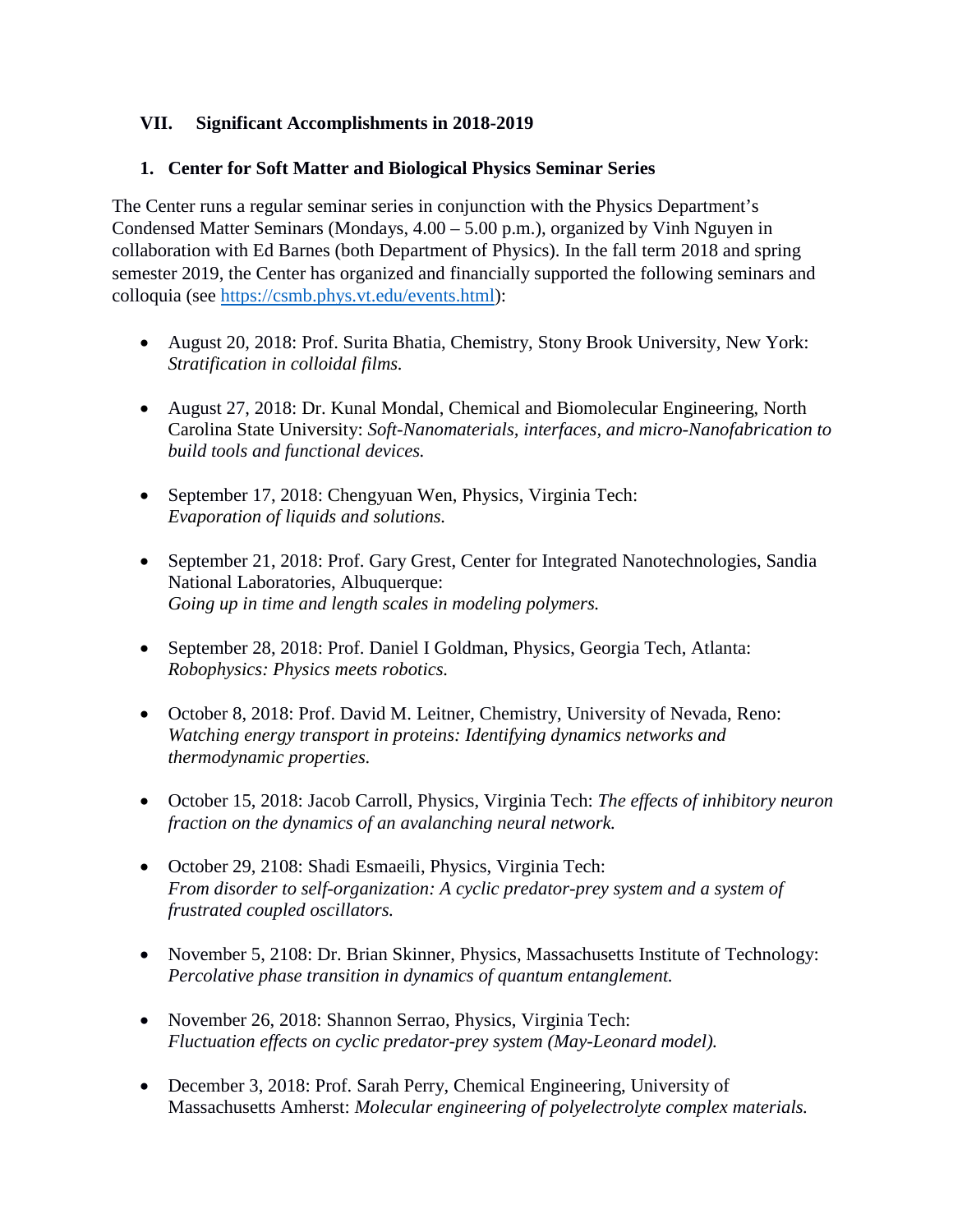## VII. Significant Accomplishments in 2018-2019

### 1. Center for Soft Matter and Biological Physics Seminar Series

The Center runs a regular seminar series in conjunction with the Physics Department's Condensed Matter Seminars (Mondays, 4.00 – 5.00 p.m.), organized by Vinh Nguyen in collaboration with Ed Barnes (both Department of Physics). In the fall term 2018 and spring semester 2019, the Center has organized and financially supported the following seminars and colloquia (see [https://csmb.phys.vt.edu/events.html](https://csmb.phys.vt.edu/events.html)):

- August 20, 2018: Prof. Surita Bhatia, Chemistry, Stony Brook University, New York: *Stratification in colloidal films.*
- August 27, 2018: Dr. Kunal Mondal, Chemical and Biomolecular Engineering, North Carolina State University: *Soft-Nanomaterials, interfaces, and micro-Nanofabrication to build tools and functional devices.*
- September 17, 2018: Chengyuan Wen, Physics, Virginia Tech: *Evaporation of liquids and solutions.*
- September 21, 2018: Prof. Gary Grest, Center for Integrated Nanotechnologies, Sandia National Laboratories, Albuquerque: *Going up in time and length scales in modeling polymers.*
- September 28, 2018: Prof. Daniel I Goldman, Physics, Georgia Tech, Atlanta: *Robophysics: Physics meets robotics.*
- October 8, 2018: Prof. David M. Leitner, Chemistry, University of Nevada, Reno: *Watching energy transport in proteins: Identifying dynamics networks and thermodynamic properties.*
- October 15, 2018: Jacob Carroll, Physics, Virginia Tech: *The effects of inhibitory neuron fraction on the dynamics of an avalanching neural network.*
- October 29, 2108: Shadi Esmaeili, Physics, Virginia Tech: *From disorder to self-organization: A cyclic predator-prey system and a system of frustrated coupled oscillators.*
- November 5, 2108: Dr. Brian Skinner, Physics, Massachusetts Institute of Technology: *Percolative phase transition in dynamics of quantum entanglement.*
- November 26, 2018: Shannon Serrao, Physics, Virginia Tech: *Fluctuation effects on cyclic predator-prey system (May-Leonard model).*
- December 3, 2018: Prof. Sarah Perry, Chemical Engineering, University of Massachusetts Amherst: *Molecular engineering of polyelectrolyte complex materials.*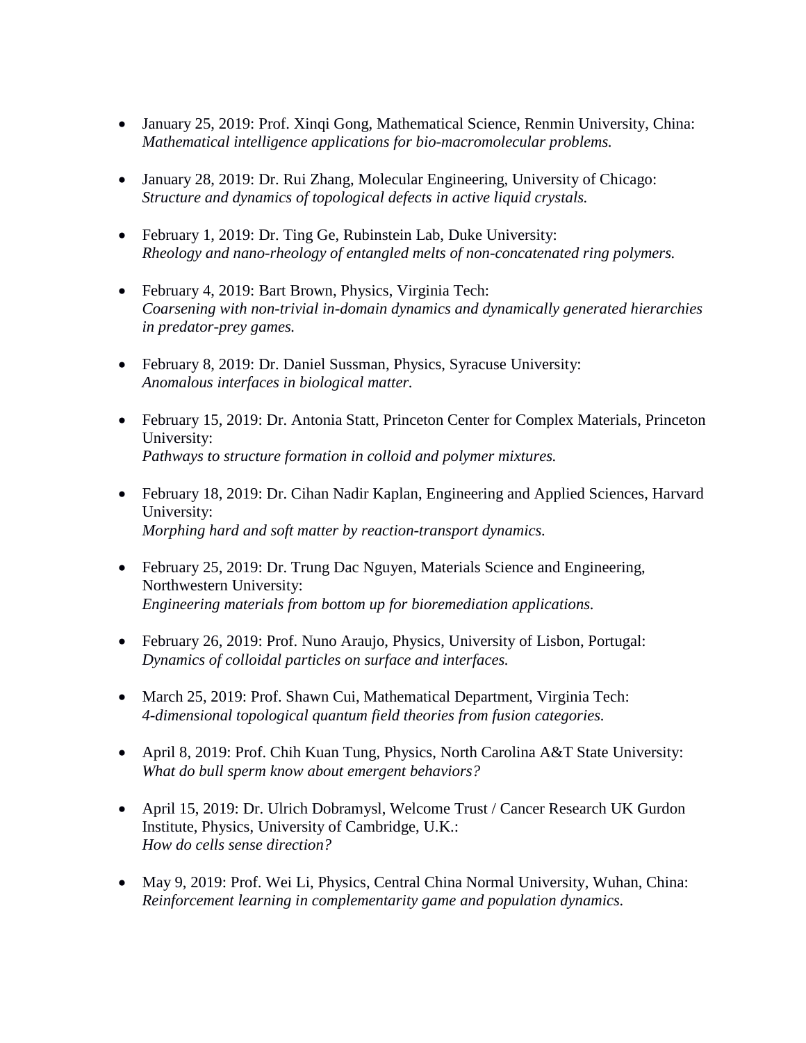- January 25, 2019: Prof. Xinqi Gong, Mathematical Science, Renmin University, China: *Mathematical intelligence applications for bio-macromolecular problems.*

- January 28, 2019: Dr. Rui Zhang, Molecular Engineering, University of Chicago: *Structure and dynamics of topological defects in active liquid crystals.*

- February 1, 2019: Dr. Ting Ge, Rubinstein Lab, Duke University: *Rheology and nano-rheology of entangled melts of non-concatenated ring polymers.*

- February 4, 2019: Bart Brown, Physics, Virginia Tech: *Coarsening with non-trivial in-domain dynamics and dynamically generated hierarchies in predator-prey games.*

- February 8, 2019: Dr. Daniel Sussman, Physics, Syracuse University: *Anomalous interfaces in biological matter.*

- February 15, 2019: Dr. Antonia Statt, Princeton Center for Complex Materials, Princeton University: *Pathways to structure formation in colloid and polymer mixtures.*

- February 18, 2019: Dr. Cihan Nadir Kaplan, Engineering and Applied Sciences, Harvard University: *Morphing hard and soft matter by reaction-transport dynamics.*

- February 25, 2019: Dr. Trung Dac Nguyen, Materials Science and Engineering, Northwestern University: *Engineering materials from bottom up for bioremediation applications.*

- February 26, 2019: Prof. Nuno Araujo, Physics, University of Lisbon, Portugal: *Dynamics of colloidal particles on surface and interfaces.*

- March 25, 2019: Prof. Shawn Cui, Mathematical Department, Virginia Tech: *4-dimensional topological quantum field theories from fusion categories.*

- April 8, 2019: Prof. Chih Kuan Tung, Physics, North Carolina A&T State University: *What do bull sperm know about emergent behaviors?*

- April 15, 2019: Dr. Ulrich Dobramysl, Welcome Trust / Cancer Research UK Gurdon Institute, Physics, University of Cambridge, U.K.: *How do cells sense direction?*

- May 9, 2019: Prof. Wei Li, Physics, Central China Normal University, Wuhan, China: *Reinforcement learning in complementarity game and population dynamics.*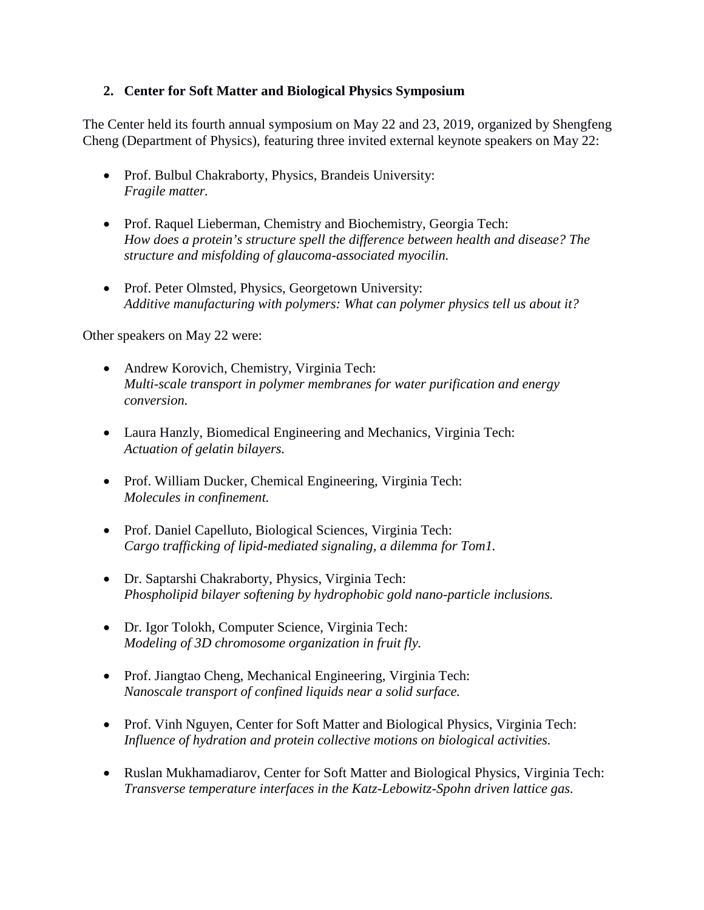## 2. Center for Soft Matter and Biological Physics Symposium

The Center held its fourth annual symposium on May 22 and 23, 2019, organized by Shengfeng Cheng (Department of Physics), featuring three invited external keynote speakers on May 22:

- Prof. Bulbul Chakraborty, Physics, Brandeis University:
  *Fragile matter.*

- Prof. Raquel Lieberman, Chemistry and Biochemistry, Georgia Tech:
  *How does a protein's structure spell the difference between health and disease? The structure and misfolding of glaucoma-associated myocilin.*

- Prof. Peter Olmsted, Physics, Georgetown University:
  *Additive manufacturing with polymers: What can polymer physics tell us about it?*

Other speakers on May 22 were:

- Andrew Korovich, Chemistry, Virginia Tech:
  *Multi-scale transport in polymer membranes for water purification and energy conversion.*

- Laura Hanzly, Biomedical Engineering and Mechanics, Virginia Tech:
  *Actuation of gelatin bilayers.*

- Prof. William Ducker, Chemical Engineering, Virginia Tech:
  *Molecules in confinement.*

- Prof. Daniel Capelluto, Biological Sciences, Virginia Tech:
  *Cargo trafficking of lipid-mediated signaling, a dilemma for Tom1.*

- Dr. Saptarshi Chakraborty, Physics, Virginia Tech:
  *Phospholipid bilayer softening by hydrophobic gold nano-particle inclusions.*

- Dr. Igor Tolokh, Computer Science, Virginia Tech:
  *Modeling of 3D chromosome organization in fruit fly.*

- Prof. Jiangtao Cheng, Mechanical Engineering, Virginia Tech:
  *Nanoscale transport of confined liquids near a solid surface.*

- Prof. Vinh Nguyen, Center for Soft Matter and Biological Physics, Virginia Tech:
  *Influence of hydration and protein collective motions on biological activities.*

- Ruslan Mukhamadiarov, Center for Soft Matter and Biological Physics, Virginia Tech:
  *Transverse temperature interfaces in the Katz-Lebowitz-Spohn driven lattice gas.*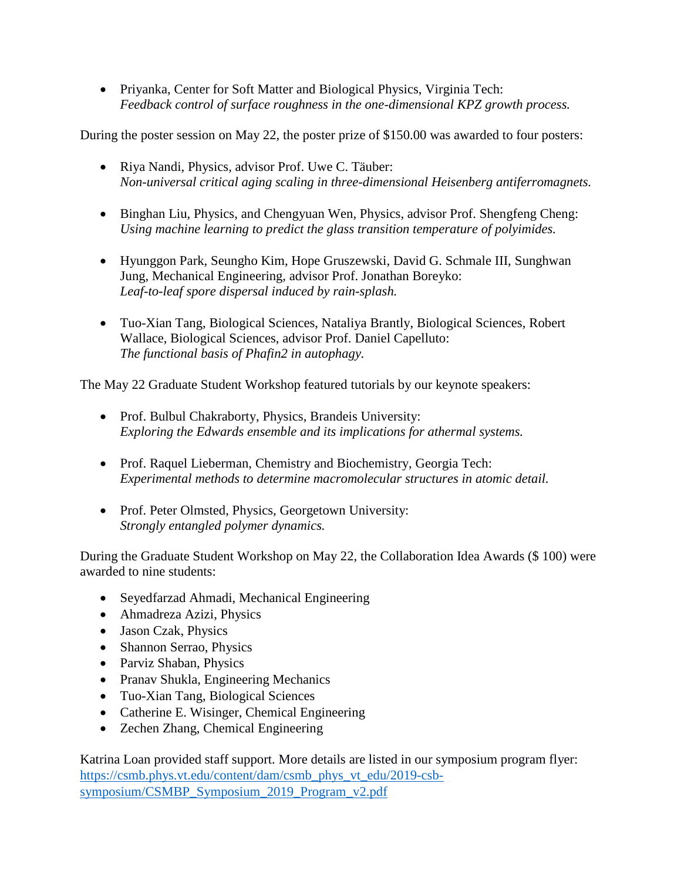- Priyanka, Center for Soft Matter and Biological Physics, Virginia Tech:
  *Feedback control of surface roughness in the one-dimensional KPZ growth process.*

During the poster session on May 22, the poster prize of $150.00 was awarded to four posters:

- Riya Nandi, Physics, advisor Prof. Uwe C. Täuber:
  *Non-universal critical aging scaling in three-dimensional Heisenberg antiferromagnets.*

- Binghan Liu, Physics, and Chengyuan Wen, Physics, advisor Prof. Shengfeng Cheng:
  *Using machine learning to predict the glass transition temperature of polyimides.*

- Hyunggon Park, Seungho Kim, Hope Gruszewski, David G. Schmale III, Sunghwan Jung, Mechanical Engineering, advisor Prof. Jonathan Boreyko:
  *Leaf-to-leaf spore dispersal induced by rain-splash.*

- Tuo-Xian Tang, Biological Sciences, Nataliya Brantly, Biological Sciences, Robert Wallace, Biological Sciences, advisor Prof. Daniel Capelluto:
  *The functional basis of Phafin2 in autophagy.*

The May 22 Graduate Student Workshop featured tutorials by our keynote speakers:

- Prof. Bulbul Chakraborty, Physics, Brandeis University:
  *Exploring the Edwards ensemble and its implications for athermal systems.*

- Prof. Raquel Lieberman, Chemistry and Biochemistry, Georgia Tech:
  *Experimental methods to determine macromolecular structures in atomic detail.*

- Prof. Peter Olmsted, Physics, Georgetown University:
  *Strongly entangled polymer dynamics.*

During the Graduate Student Workshop on May 22, the Collaboration Idea Awards ($ 100) were awarded to nine students:

- Seyedfarzad Ahmadi, Mechanical Engineering
- Ahmadreza Azizi, Physics
- Jason Czak, Physics
- Shannon Serrao, Physics
- Parviz Shaban, Physics
- Pranav Shukla, Engineering Mechanics
- Tuo-Xian Tang, Biological Sciences
- Catherine E. Wisinger, Chemical Engineering
- Zechen Zhang, Chemical Engineering

Katrina Loan provided staff support. More details are listed in our symposium program flyer: [https://csmb.phys.vt.edu/content/dam/csmb_phys_vt_edu/2019-csb-symposium/CSMBP_Symposium_2019_Program_v2.pdf](https://csmb.phys.vt.edu/content/dam/csmb_phys_vt_edu/2019-csb-symposium/CSMBP_Symposium_2019_Program_v2.pdf)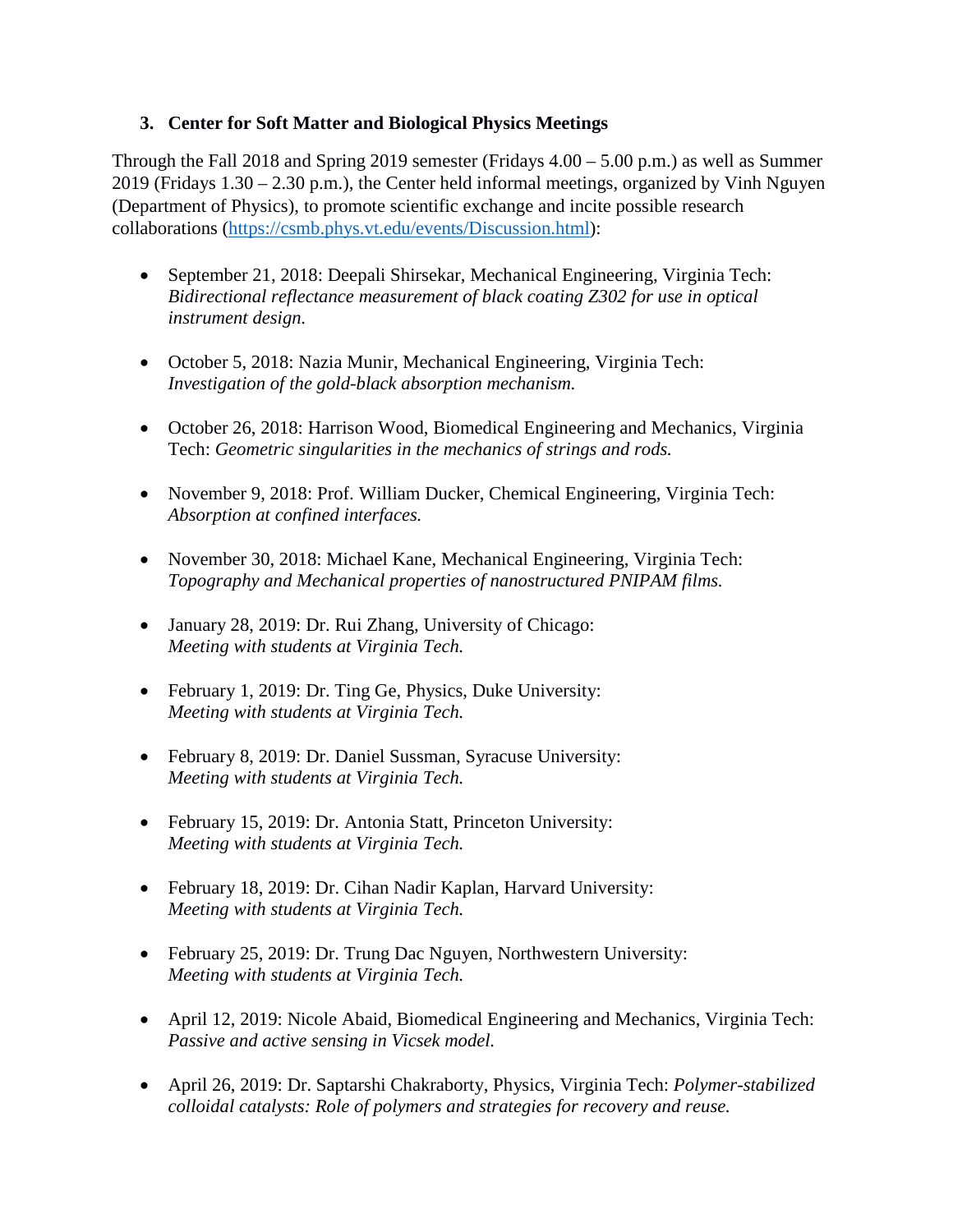### 3. Center for Soft Matter and Biological Physics Meetings

Through the Fall 2018 and Spring 2019 semester (Fridays 4.00 – 5.00 p.m.) as well as Summer 2019 (Fridays 1.30 – 2.30 p.m.), the Center held informal meetings, organized by Vinh Nguyen (Department of Physics), to promote scientific exchange and incite possible research collaborations (https://csmb.phys.vt.edu/events/Discussion.html):

- September 21, 2018: Deepali Shirsekar, Mechanical Engineering, Virginia Tech: *Bidirectional reflectance measurement of black coating Z302 for use in optical instrument design.*

- October 5, 2018: Nazia Munir, Mechanical Engineering, Virginia Tech: *Investigation of the gold-black absorption mechanism.*

- October 26, 2018: Harrison Wood, Biomedical Engineering and Mechanics, Virginia Tech: *Geometric singularities in the mechanics of strings and rods.*

- November 9, 2018: Prof. William Ducker, Chemical Engineering, Virginia Tech: *Absorption at confined interfaces.*

- November 30, 2018: Michael Kane, Mechanical Engineering, Virginia Tech: *Topography and Mechanical properties of nanostructured PNIPAM films.*

- January 28, 2019: Dr. Rui Zhang, University of Chicago: *Meeting with students at Virginia Tech.*

- February 1, 2019: Dr. Ting Ge, Physics, Duke University: *Meeting with students at Virginia Tech.*

- February 8, 2019: Dr. Daniel Sussman, Syracuse University: *Meeting with students at Virginia Tech.*

- February 15, 2019: Dr. Antonia Statt, Princeton University: *Meeting with students at Virginia Tech.*

- February 18, 2019: Dr. Cihan Nadir Kaplan, Harvard University: *Meeting with students at Virginia Tech.*

- February 25, 2019: Dr. Trung Dac Nguyen, Northwestern University: *Meeting with students at Virginia Tech.*

- April 12, 2019: Nicole Abaid, Biomedical Engineering and Mechanics, Virginia Tech: *Passive and active sensing in Vicsek model.*

- April 26, 2019: Dr. Saptarshi Chakraborty, Physics, Virginia Tech: *Polymer-stabilized colloidal catalysts: Role of polymers and strategies for recovery and reuse.*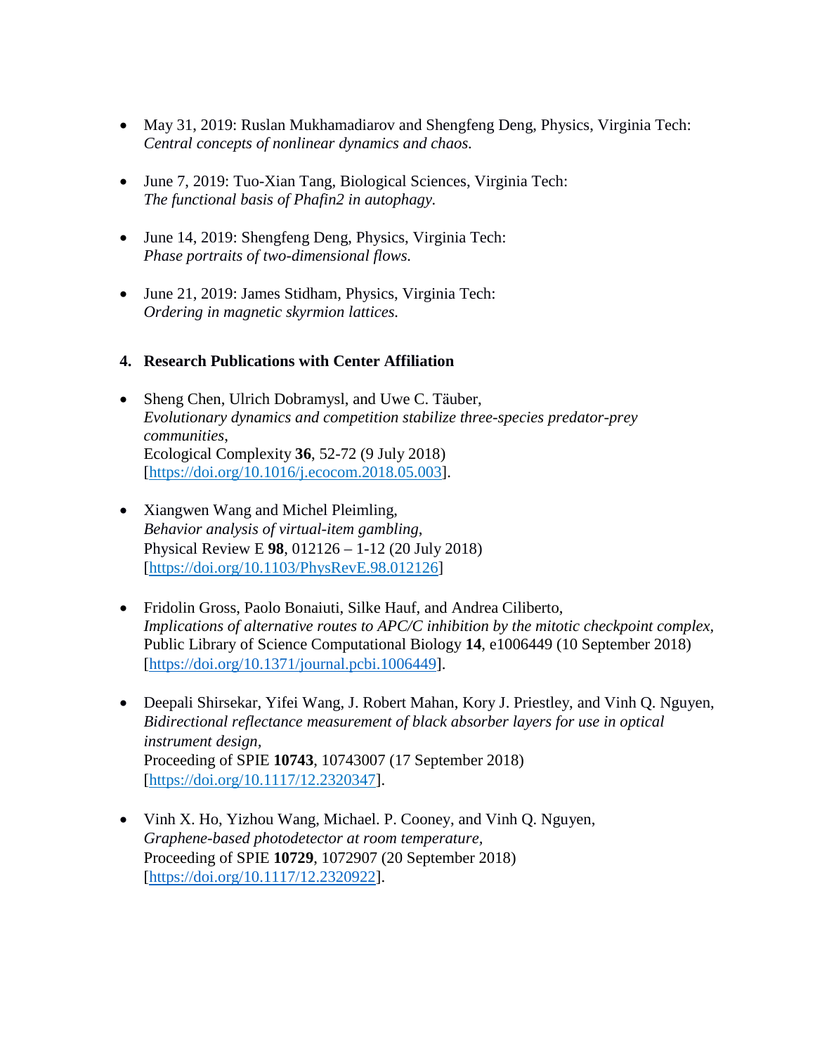- May 31, 2019: Ruslan Mukhamadiarov and Shengfeng Deng, Physics, Virginia Tech:
  *Central concepts of nonlinear dynamics and chaos.*

- June 7, 2019: Tuo-Xian Tang, Biological Sciences, Virginia Tech:
  *The functional basis of Phafin2 in autophagy.*

- June 14, 2019: Shengfeng Deng, Physics, Virginia Tech:
  *Phase portraits of two-dimensional flows.*

- June 21, 2019: James Stidham, Physics, Virginia Tech:
  *Ordering in magnetic skyrmion lattices.*

## 4. Research Publications with Center Affiliation

- Sheng Chen, Ulrich Dobramysl, and Uwe C. Täuber,
  *Evolutionary dynamics and competition stabilize three-species predator-prey communities*,
  Ecological Complexity **36**, 52-72 (9 July 2018)
  [https://doi.org/10.1016/j.ecocom.2018.05.003].

- Xiangwen Wang and Michel Pleimling,
  *Behavior analysis of virtual-item gambling*,
  Physical Review E **98**, 012126 – 1-12 (20 July 2018)
  [https://doi.org/10.1103/PhysRevE.98.012126]

- Fridolin Gross, Paolo Bonaiuti, Silke Hauf, and Andrea Ciliberto,
  *Implications of alternative routes to APC/C inhibition by the mitotic checkpoint complex,*
  Public Library of Science Computational Biology **14**, e1006449 (10 September 2018)
  [https://doi.org/10.1371/journal.pcbi.1006449].

- Deepali Shirsekar, Yifei Wang, J. Robert Mahan, Kory J. Priestley, and Vinh Q. Nguyen,
  *Bidirectional reflectance measurement of black absorber layers for use in optical instrument design*,
  Proceeding of SPIE **10743**, 10743007 (17 September 2018)
  [https://doi.org/10.1117/12.2320347].

- Vinh X. Ho, Yizhou Wang, Michael. P. Cooney, and Vinh Q. Nguyen,
  *Graphene-based photodetector at room temperature*,
  Proceeding of SPIE **10729**, 1072907 (20 September 2018)
  [https://doi.org/10.1117/12.2320922].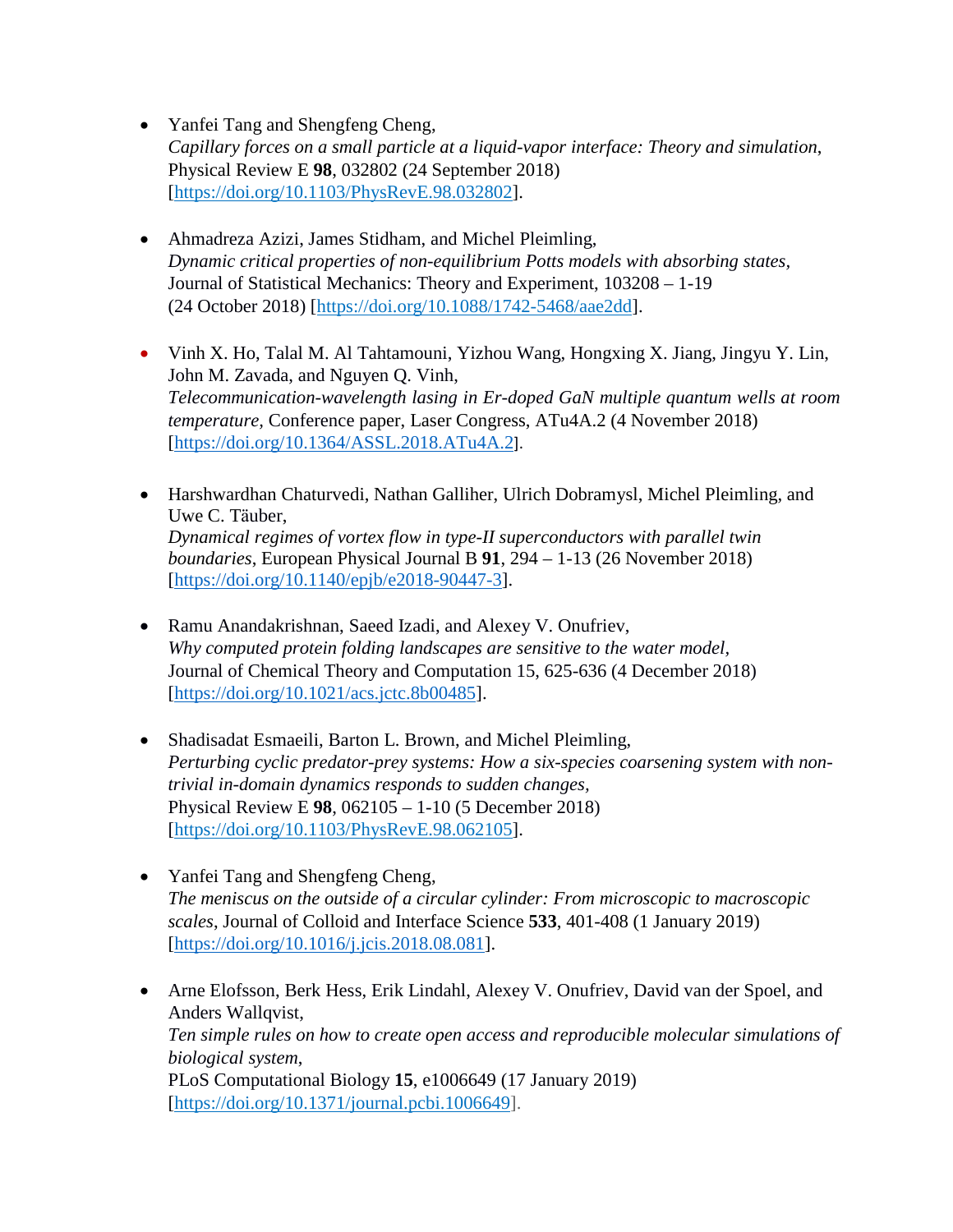- Yanfei Tang and Shengfeng Cheng,
  *Capillary forces on a small particle at a liquid-vapor interface: Theory and simulation*,
  Physical Review E **98**, 032802 (24 September 2018)
  [https://doi.org/10.1103/PhysRevE.98.032802].

- Ahmadreza Azizi, James Stidham, and Michel Pleimling,
  *Dynamic critical properties of non-equilibrium Potts models with absorbing states*,
  Journal of Statistical Mechanics: Theory and Experiment, 103208 – 1-19
  (24 October 2018) [https://doi.org/10.1088/1742-5468/aae2dd].

- Vinh X. Ho, Talal M. Al Tahtamouni, Yizhou Wang, Hongxing X. Jiang, Jingyu Y. Lin, John M. Zavada, and Nguyen Q. Vinh,
  *Telecommunication-wavelength lasing in Er-doped GaN multiple quantum wells at room temperature*, Conference paper, Laser Congress, ATu4A.2 (4 November 2018)
  [https://doi.org/10.1364/ASSL.2018.ATu4A.2].

- Harshwardhan Chaturvedi, Nathan Galliher, Ulrich Dobramysl, Michel Pleimling, and Uwe C. Täuber,
  *Dynamical regimes of vortex flow in type-II superconductors with parallel twin boundaries*, European Physical Journal B **91**, 294 – 1-13 (26 November 2018)
  [https://doi.org/10.1140/epjb/e2018-90447-3].

- Ramu Anandakrishnan, Saeed Izadi, and Alexey V. Onufriev,
  *Why computed protein folding landscapes are sensitive to the water model*,
  Journal of Chemical Theory and Computation 15, 625-636 (4 December 2018)
  [https://doi.org/10.1021/acs.jctc.8b00485].

- Shadisadat Esmaeili, Barton L. Brown, and Michel Pleimling,
  *Perturbing cyclic predator-prey systems: How a six-species coarsening system with non-trivial in-domain dynamics responds to sudden changes*,
  Physical Review E **98**, 062105 – 1-10 (5 December 2018)
  [https://doi.org/10.1103/PhysRevE.98.062105].

- Yanfei Tang and Shengfeng Cheng,
  *The meniscus on the outside of a circular cylinder: From microscopic to macroscopic scales*, Journal of Colloid and Interface Science **533**, 401-408 (1 January 2019)
  [https://doi.org/10.1016/j.jcis.2018.08.081].

- Arne Elofsson, Berk Hess, Erik Lindahl, Alexey V. Onufriev, David van der Spoel, and Anders Wallqvist,
  *Ten simple rules on how to create open access and reproducible molecular simulations of biological system*,
  PLoS Computational Biology **15**, e1006649 (17 January 2019)
  [https://doi.org/10.1371/journal.pcbi.1006649].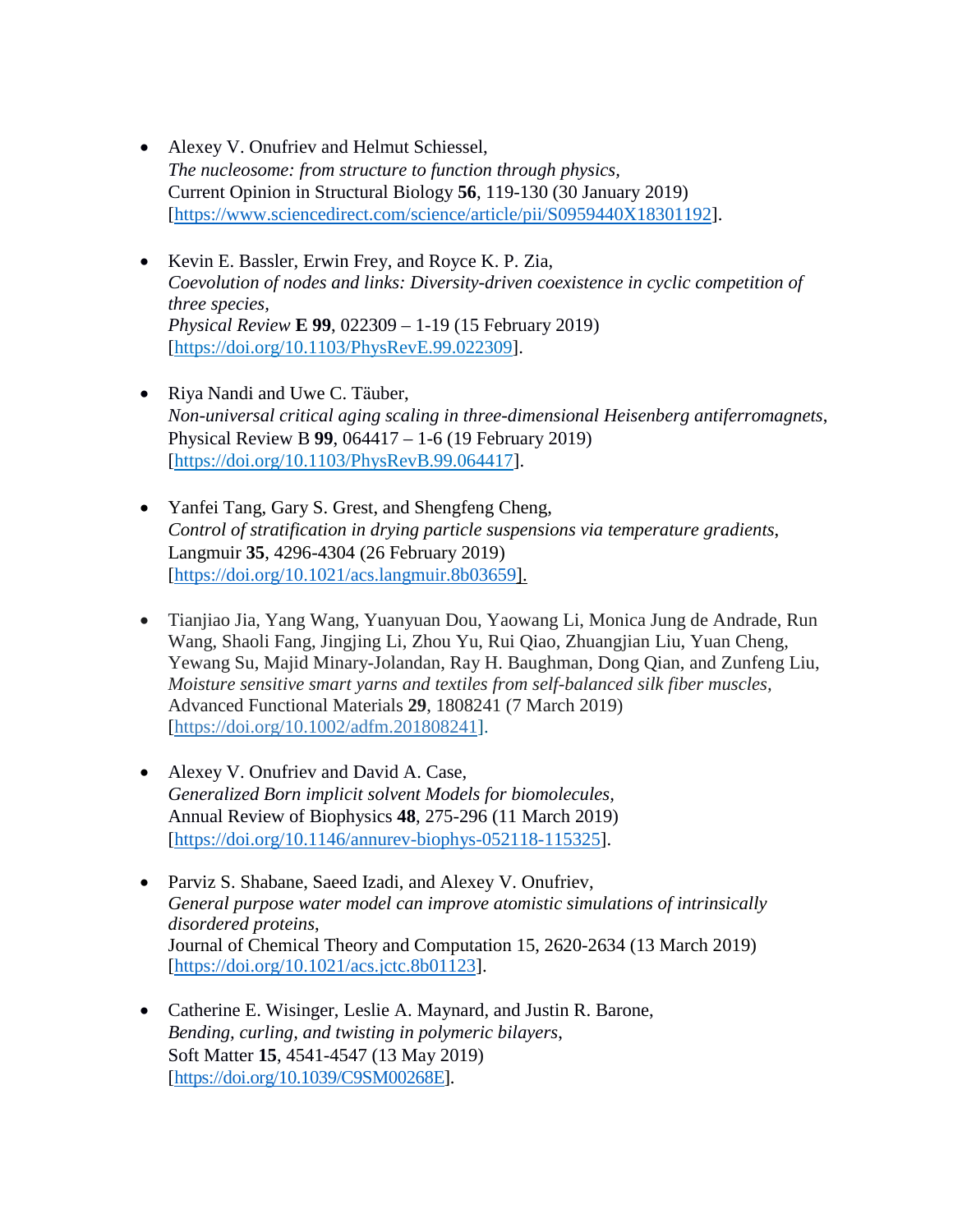- Alexey V. Onufriev and Helmut Schiessel,
  *The nucleosome: from structure to function through physics,*
  Current Opinion in Structural Biology **56**, 119-130 (30 January 2019)
  [https://www.sciencedirect.com/science/article/pii/S0959440X18301192].

- Kevin E. Bassler, Erwin Frey, and Royce K. P. Zia,
  *Coevolution of nodes and links: Diversity-driven coexistence in cyclic competition of three species,*
  *Physical Review* **E 99**, 022309 – 1-19 (15 February 2019)
  [https://doi.org/10.1103/PhysRevE.99.022309].

- Riya Nandi and Uwe C. Täuber,
  *Non-universal critical aging scaling in three-dimensional Heisenberg antiferromagnets*,
  Physical Review B **99**, 064417 – 1-6 (19 February 2019)
  [https://doi.org/10.1103/PhysRevB.99.064417].

- Yanfei Tang, Gary S. Grest, and Shengfeng Cheng,
  *Control of stratification in drying particle suspensions via temperature gradients*,
  Langmuir **35**, 4296-4304 (26 February 2019)
  [https://doi.org/10.1021/acs.langmuir.8b03659].

- Tianjiao Jia, Yang Wang, Yuanyuan Dou, Yaowang Li, Monica Jung de Andrade, Run Wang, Shaoli Fang, Jingjing Li, Zhou Yu, Rui Qiao, Zhuangjian Liu, Yuan Cheng, Yewang Su, Majid Minary-Jolandan, Ray H. Baughman, Dong Qian, and Zunfeng Liu,
  *Moisture sensitive smart yarns and textiles from self-balanced silk fiber muscles*,
  Advanced Functional Materials **29**, 1808241 (7 March 2019)
  [https://doi.org/10.1002/adfm.201808241].

- Alexey V. Onufriev and David A. Case,
  *Generalized Born implicit solvent Models for biomolecules,*
  Annual Review of Biophysics **48**, 275-296 (11 March 2019)
  [https://doi.org/10.1146/annurev-biophys-052118-115325].

- Parviz S. Shabane, Saeed Izadi, and Alexey V. Onufriev,
  *General purpose water model can improve atomistic simulations of intrinsically disordered proteins*,
  Journal of Chemical Theory and Computation 15, 2620-2634 (13 March 2019)
  [https://doi.org/10.1021/acs.jctc.8b01123].

- Catherine E. Wisinger, Leslie A. Maynard, and Justin R. Barone,
  *Bending, curling, and twisting in polymeric bilayers*,
  Soft Matter **15**, 4541-4547 (13 May 2019)
  [https://doi.org/10.1039/C9SM00268E].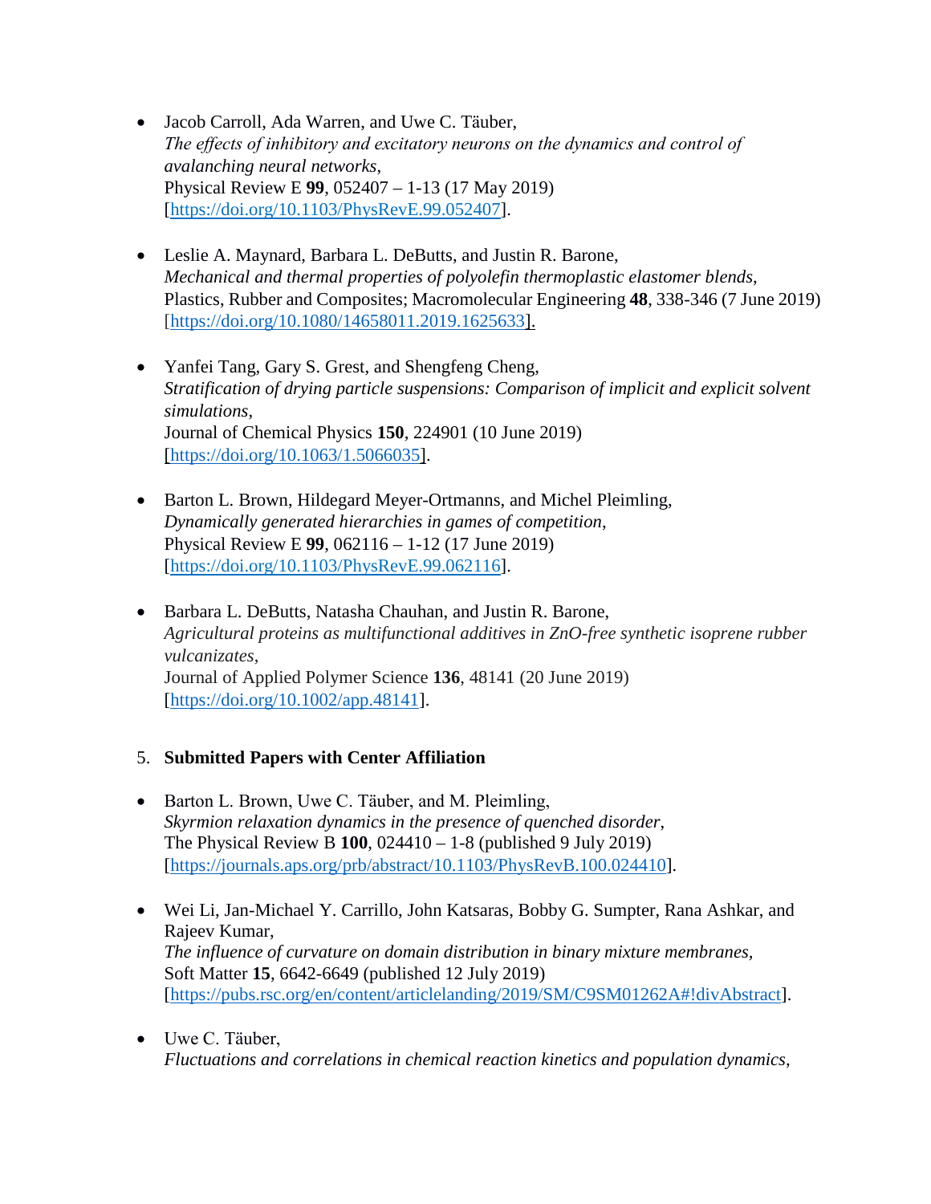- Jacob Carroll, Ada Warren, and Uwe C. Täuber,
  *The effects of inhibitory and excitatory neurons on the dynamics and control of avalanching neural networks*,
  Physical Review E **99**, 052407 – 1-13 (17 May 2019)
  [https://doi.org/10.1103/PhysRevE.99.052407].

- Leslie A. Maynard, Barbara L. DeButts, and Justin R. Barone,
  *Mechanical and thermal properties of polyolefin thermoplastic elastomer blends*,
  Plastics, Rubber and Composites; Macromolecular Engineering **48**, 338-346 (7 June 2019)
  [https://doi.org/10.1080/14658011.2019.1625633].

- Yanfei Tang, Gary S. Grest, and Shengfeng Cheng,
  *Stratification of drying particle suspensions: Comparison of implicit and explicit solvent simulations*,
  Journal of Chemical Physics **150**, 224901 (10 June 2019)
  [https://doi.org/10.1063/1.5066035].

- Barton L. Brown, Hildegard Meyer-Ortmanns, and Michel Pleimling,
  *Dynamically generated hierarchies in games of competition*,
  Physical Review E **99**, 062116 – 1-12 (17 June 2019)
  [https://doi.org/10.1103/PhysRevE.99.062116].

- Barbara L. DeButts, Natasha Chauhan, and Justin R. Barone,
  *Agricultural proteins as multifunctional additives in ZnO-free synthetic isoprene rubber vulcanizates*,
  Journal of Applied Polymer Science **136**, 48141 (20 June 2019)
  [https://doi.org/10.1002/app.48141].

5. **Submitted Papers with Center Affiliation**

- Barton L. Brown, Uwe C. Täuber, and M. Pleimling,
  *Skyrmion relaxation dynamics in the presence of quenched disorder*,
  The Physical Review B **100**, 024410 – 1-8 (published 9 July 2019)
  [https://journals.aps.org/prb/abstract/10.1103/PhysRevB.100.024410].

- Wei Li, Jan-Michael Y. Carrillo, John Katsaras, Bobby G. Sumpter, Rana Ashkar, and Rajeev Kumar,
  *The influence of curvature on domain distribution in binary mixture membranes*,
  Soft Matter **15**, 6642-6649 (published 12 July 2019)
  [https://pubs.rsc.org/en/content/articlelanding/2019/SM/C9SM01262A#!divAbstract].

- Uwe C. Täuber,
  *Fluctuations and correlations in chemical reaction kinetics and population dynamics*,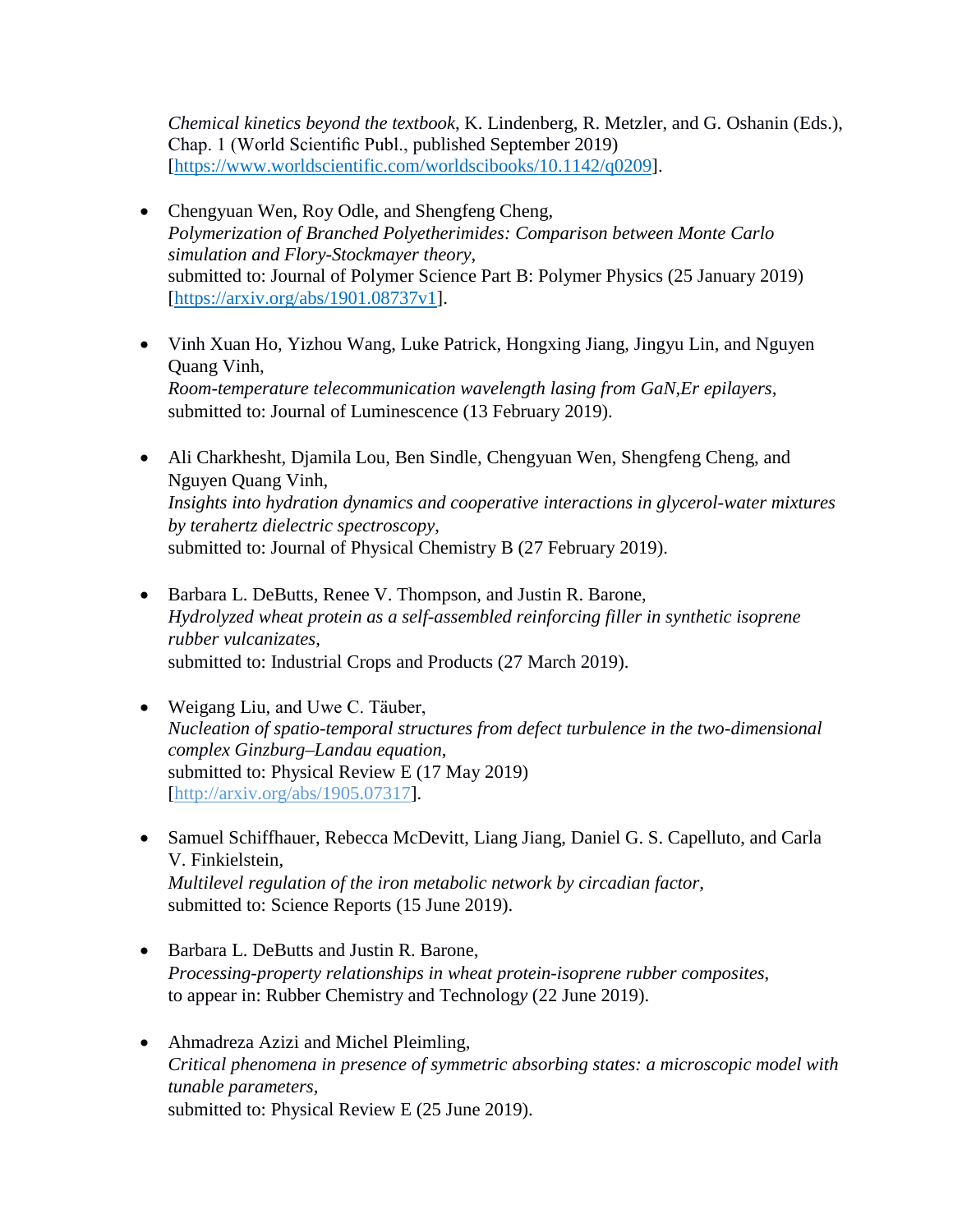*Chemical kinetics beyond the textbook*, K. Lindenberg, R. Metzler, and G. Oshanin (Eds.), Chap. 1 (World Scientific Publ., published September 2019) [https://www.worldscientific.com/worldscibooks/10.1142/q0209].

- Chengyuan Wen, Roy Odle, and Shengfeng Cheng,
  *Polymerization of Branched Polyetherimides: Comparison between Monte Carlo simulation and Flory-Stockmayer theory*,
  submitted to: Journal of Polymer Science Part B: Polymer Physics (25 January 2019) [https://arxiv.org/abs/1901.08737v1].

- Vinh Xuan Ho, Yizhou Wang, Luke Patrick, Hongxing Jiang, Jingyu Lin, and Nguyen Quang Vinh,
  *Room-temperature telecommunication wavelength lasing from GaN,Er epilayers*,
  submitted to: Journal of Luminescence (13 February 2019).

- Ali Charkhesht, Djamila Lou, Ben Sindle, Chengyuan Wen, Shengfeng Cheng, and Nguyen Quang Vinh,
  *Insights into hydration dynamics and cooperative interactions in glycerol-water mixtures by terahertz dielectric spectroscopy*,
  submitted to: Journal of Physical Chemistry B (27 February 2019).

- Barbara L. DeButts, Renee V. Thompson, and Justin R. Barone,
  *Hydrolyzed wheat protein as a self-assembled reinforcing filler in synthetic isoprene rubber vulcanizates*,
  submitted to: Industrial Crops and Products (27 March 2019).

- Weigang Liu, and Uwe C. Täuber,
  *Nucleation of spatio-temporal structures from defect turbulence in the two-dimensional complex Ginzburg–Landau equation*,
  submitted to: Physical Review E (17 May 2019) [http://arxiv.org/abs/1905.07317].

- Samuel Schiffhauer, Rebecca McDevitt, Liang Jiang, Daniel G. S. Capelluto, and Carla V. Finkielstein,
  *Multilevel regulation of the iron metabolic network by circadian factor*,
  submitted to: Science Reports (15 June 2019).

- Barbara L. DeButts and Justin R. Barone,
  *Processing-property relationships in wheat protein-isoprene rubber composites*,
  to appear in: Rubber Chemistry and Technology (22 June 2019).

- Ahmadreza Azizi and Michel Pleimling,
  *Critical phenomena in presence of symmetric absorbing states: a microscopic model with tunable parameters*,
  submitted to: Physical Review E (25 June 2019).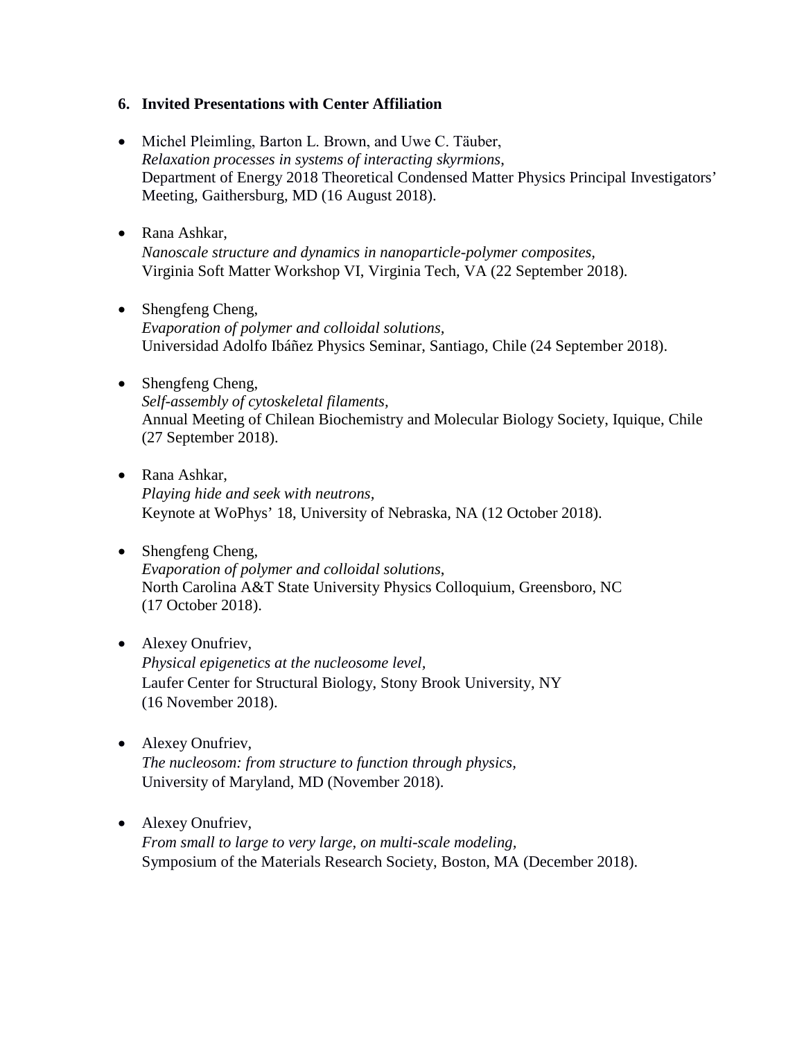### 6. Invited Presentations with Center Affiliation

- Michel Pleimling, Barton L. Brown, and Uwe C. Täuber,
  *Relaxation processes in systems of interacting skyrmions*,
  Department of Energy 2018 Theoretical Condensed Matter Physics Principal Investigators' Meeting, Gaithersburg, MD (16 August 2018).

- Rana Ashkar,
  *Nanoscale structure and dynamics in nanoparticle-polymer composites*,
  Virginia Soft Matter Workshop VI, Virginia Tech, VA (22 September 2018).

- Shengfeng Cheng,
  *Evaporation of polymer and colloidal solutions*,
  Universidad Adolfo Ibáñez Physics Seminar, Santiago, Chile (24 September 2018).

- Shengfeng Cheng,
  *Self-assembly of cytoskeletal filaments*,
  Annual Meeting of Chilean Biochemistry and Molecular Biology Society, Iquique, Chile (27 September 2018).

- Rana Ashkar,
  *Playing hide and seek with neutrons*,
  Keynote at WoPhys' 18, University of Nebraska, NA (12 October 2018).

- Shengfeng Cheng,
  *Evaporation of polymer and colloidal solutions*,
  North Carolina A&T State University Physics Colloquium, Greensboro, NC (17 October 2018).

- Alexey Onufriev,
  *Physical epigenetics at the nucleosome level*,
  Laufer Center for Structural Biology, Stony Brook University, NY (16 November 2018).

- Alexey Onufriev,
  *The nucleosom: from structure to function through physics*,
  University of Maryland, MD (November 2018).

- Alexey Onufriev,
  *From small to large to very large, on multi-scale modeling*,
  Symposium of the Materials Research Society, Boston, MA (December 2018).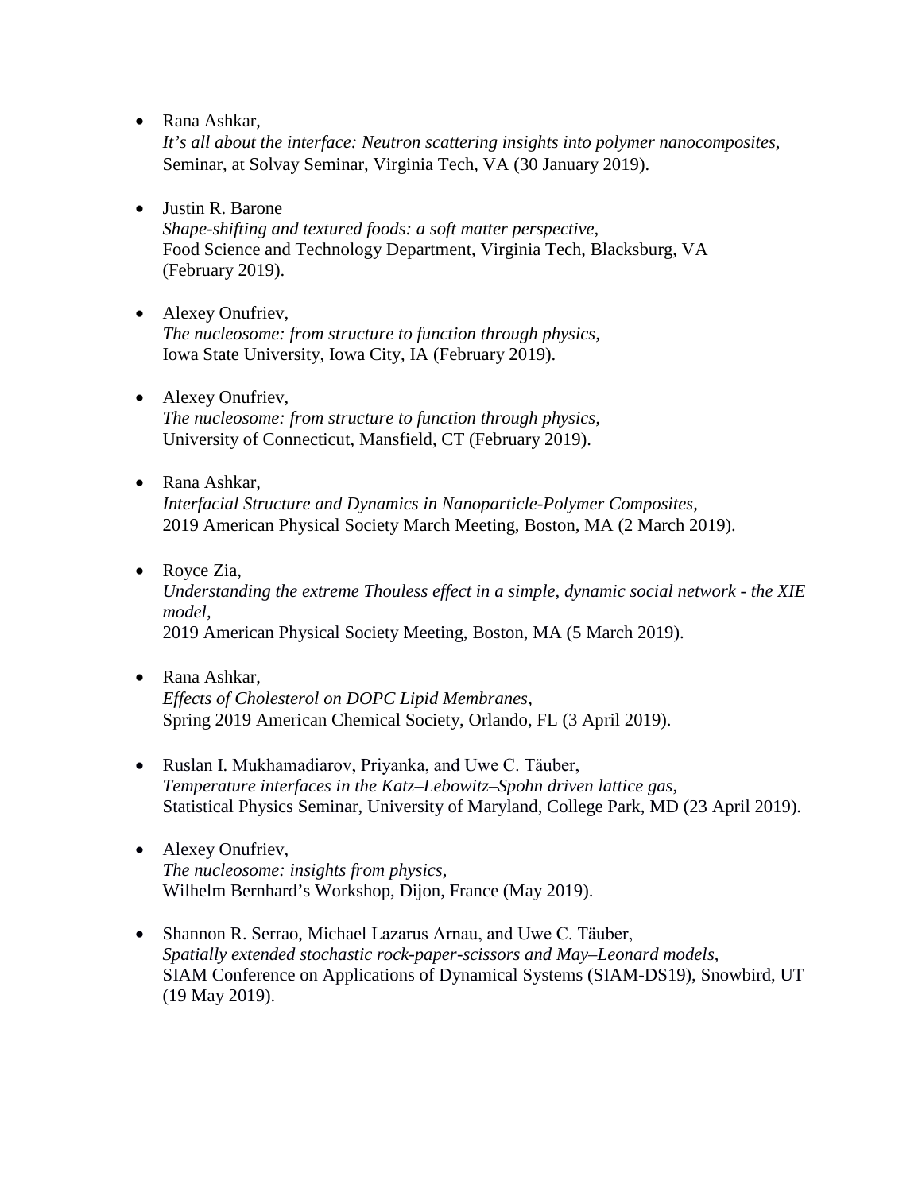- Rana Ashkar,
  *It's all about the interface: Neutron scattering insights into polymer nanocomposites*,
  Seminar, at Solvay Seminar, Virginia Tech, VA (30 January 2019).

- Justin R. Barone
  *Shape-shifting and textured foods: a soft matter perspective*,
  Food Science and Technology Department, Virginia Tech, Blacksburg, VA
  (February 2019).

- Alexey Onufriev,
  *The nucleosome: from structure to function through physics,*
  Iowa State University, Iowa City, IA (February 2019).

- Alexey Onufriev,
  *The nucleosome: from structure to function through physics,*
  University of Connecticut, Mansfield, CT (February 2019).

- Rana Ashkar,
  *Interfacial Structure and Dynamics in Nanoparticle-Polymer Composites*,
  2019 American Physical Society March Meeting, Boston, MA (2 March 2019).

- Royce Zia,
  *Understanding the extreme Thouless effect in a simple, dynamic social network - the XIE model*,
  2019 American Physical Society Meeting, Boston, MA (5 March 2019).

- Rana Ashkar,
  *Effects of Cholesterol on DOPC Lipid Membranes,*
  Spring 2019 American Chemical Society, Orlando, FL (3 April 2019).

- Ruslan I. Mukhamadiarov, Priyanka, and Uwe C. Täuber,
  *Temperature interfaces in the Katz–Lebowitz–Spohn driven lattice gas*,
  Statistical Physics Seminar, University of Maryland, College Park, MD (23 April 2019).

- Alexey Onufriev,
  *The nucleosome: insights from physics,*
  Wilhelm Bernhard's Workshop, Dijon, France (May 2019).

- Shannon R. Serrao, Michael Lazarus Arnau, and Uwe C. Täuber,
  *Spatially extended stochastic rock-paper-scissors and May–Leonard models*,
  SIAM Conference on Applications of Dynamical Systems (SIAM-DS19), Snowbird, UT
  (19 May 2019).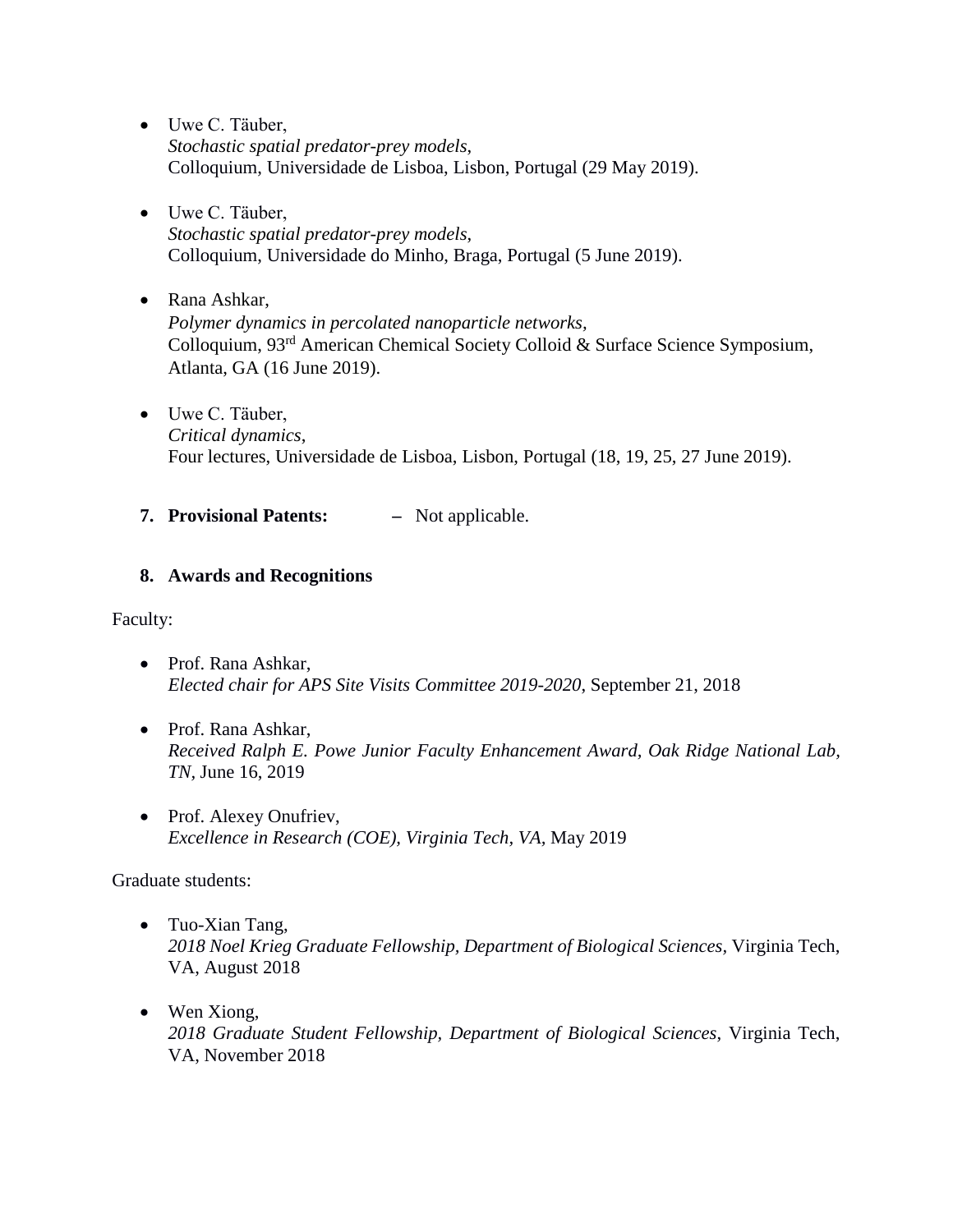- Uwe C. Täuber,
  *Stochastic spatial predator-prey models*,
  Colloquium, Universidade de Lisboa, Lisbon, Portugal (29 May 2019).

- Uwe C. Täuber,
  *Stochastic spatial predator-prey models*,
  Colloquium, Universidade do Minho, Braga, Portugal (5 June 2019).

- Rana Ashkar,
  *Polymer dynamics in percolated nanoparticle networks*,
  Colloquium, 93rd American Chemical Society Colloid & Surface Science Symposium, Atlanta, GA (16 June 2019).

- Uwe C. Täuber,
  *Critical dynamics*,
  Four lectures, Universidade de Lisboa, Lisbon, Portugal (18, 19, 25, 27 June 2019).

**7. Provisional Patents:** – Not applicable.

**8. Awards and Recognitions**

Faculty:

- Prof. Rana Ashkar,
  *Elected chair for APS Site Visits Committee 2019-2020*, September 21, 2018

- Prof. Rana Ashkar,
  *Received Ralph E. Powe Junior Faculty Enhancement Award, Oak Ridge National Lab, TN*, June 16, 2019

- Prof. Alexey Onufriev,
  *Excellence in Research (COE), Virginia Tech, VA*, May 2019

Graduate students:

- Tuo-Xian Tang,
  *2018 Noel Krieg Graduate Fellowship, Department of Biological Sciences*, Virginia Tech, VA, August 2018

- Wen Xiong,
  *2018 Graduate Student Fellowship, Department of Biological Sciences*, Virginia Tech, VA, November 2018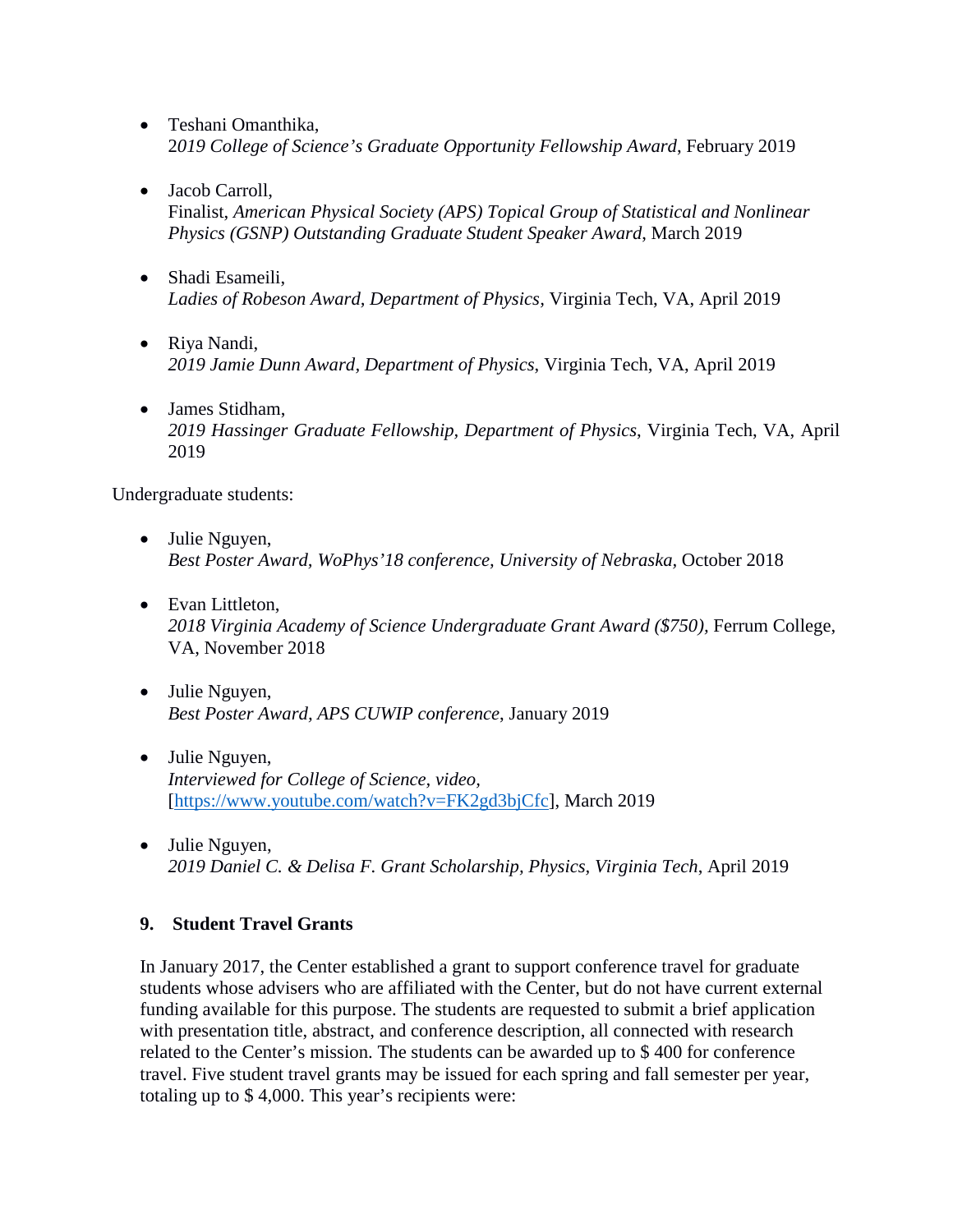- Teshani Omanthika,
  *2019 College of Science's Graduate Opportunity Fellowship Award*, February 2019

- Jacob Carroll,
  Finalist, *American Physical Society (APS) Topical Group of Statistical and Nonlinear Physics (GSNP) Outstanding Graduate Student Speaker Award*, March 2019

- Shadi Esameili,
  *Ladies of Robeson Award, Department of Physics*, Virginia Tech, VA, April 2019

- Riya Nandi,
  *2019 Jamie Dunn Award, Department of Physics*, Virginia Tech, VA, April 2019

- James Stidham,
  *2019 Hassinger Graduate Fellowship, Department of Physics*, Virginia Tech, VA, April 2019

Undergraduate students:

- Julie Nguyen,
  *Best Poster Award, WoPhys'18 conference, University of Nebraska*, October 2018

- Evan Littleton,
  *2018 Virginia Academy of Science Undergraduate Grant Award ($750)*, Ferrum College, VA, November 2018

- Julie Nguyen,
  *Best Poster Award, APS CUWIP conference*, January 2019

- Julie Nguyen,
  *Interviewed for College of Science, video*, [https://www.youtube.com/watch?v=FK2gd3bjCfc], March 2019

- Julie Nguyen,
  *2019 Daniel C. & Delisa F. Grant Scholarship, Physics, Virginia Tech*, April 2019

### 9. Student Travel Grants

In January 2017, the Center established a grant to support conference travel for graduate students whose advisers who are affiliated with the Center, but do not have current external funding available for this purpose. The students are requested to submit a brief application with presentation title, abstract, and conference description, all connected with research related to the Center's mission. The students can be awarded up to $ 400 for conference travel. Five student travel grants may be issued for each spring and fall semester per year, totaling up to $ 4,000. This year's recipients were: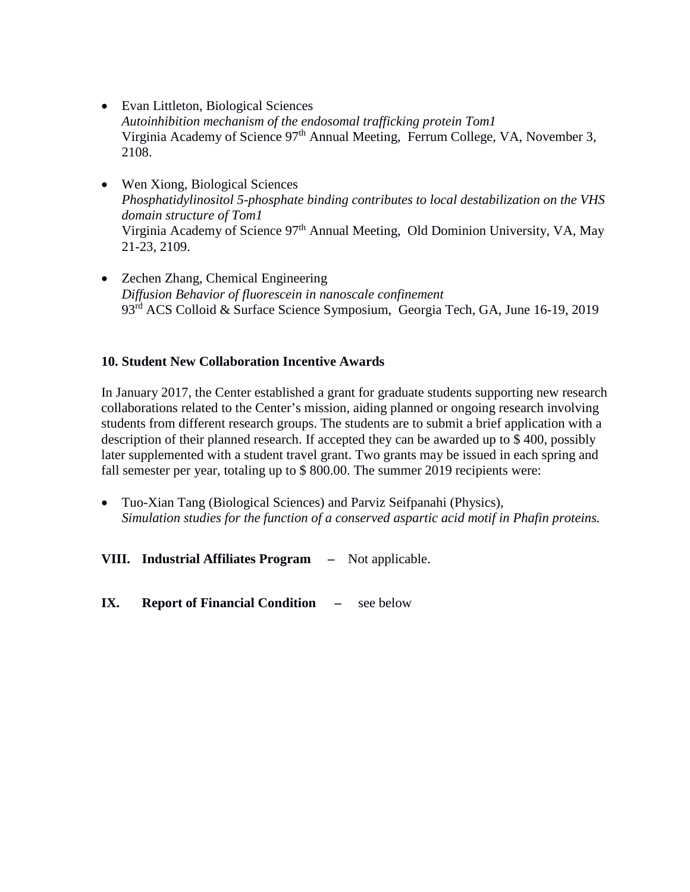- Evan Littleton, Biological Sciences
  *Autoinhibition mechanism of the endosomal trafficking protein Tom1*
  Virginia Academy of Science 97th Annual Meeting, Ferrum College, VA, November 3, 2108.

- Wen Xiong, Biological Sciences
  *Phosphatidylinositol 5-phosphate binding contributes to local destabilization on the VHS domain structure of Tom1*
  Virginia Academy of Science 97th Annual Meeting, Old Dominion University, VA, May 21-23, 2109.

- Zechen Zhang, Chemical Engineering
  *Diffusion Behavior of fluorescein in nanoscale confinement*
  93rd ACS Colloid & Surface Science Symposium, Georgia Tech, GA, June 16-19, 2019

**10. Student New Collaboration Incentive Awards**

In January 2017, the Center established a grant for graduate students supporting new research collaborations related to the Center's mission, aiding planned or ongoing research involving students from different research groups. The students are to submit a brief application with a description of their planned research. If accepted they can be awarded up to $ 400, possibly later supplemented with a student travel grant. Two grants may be issued in each spring and fall semester per year, totaling up to $ 800.00. The summer 2019 recipients were:

- Tuo-Xian Tang (Biological Sciences) and Parviz Seifpanahi (Physics),
  *Simulation studies for the function of a conserved aspartic acid motif in Phafin proteins.*

**VIII. Industrial Affiliates Program –** Not applicable.

**IX. Report of Financial Condition –** see below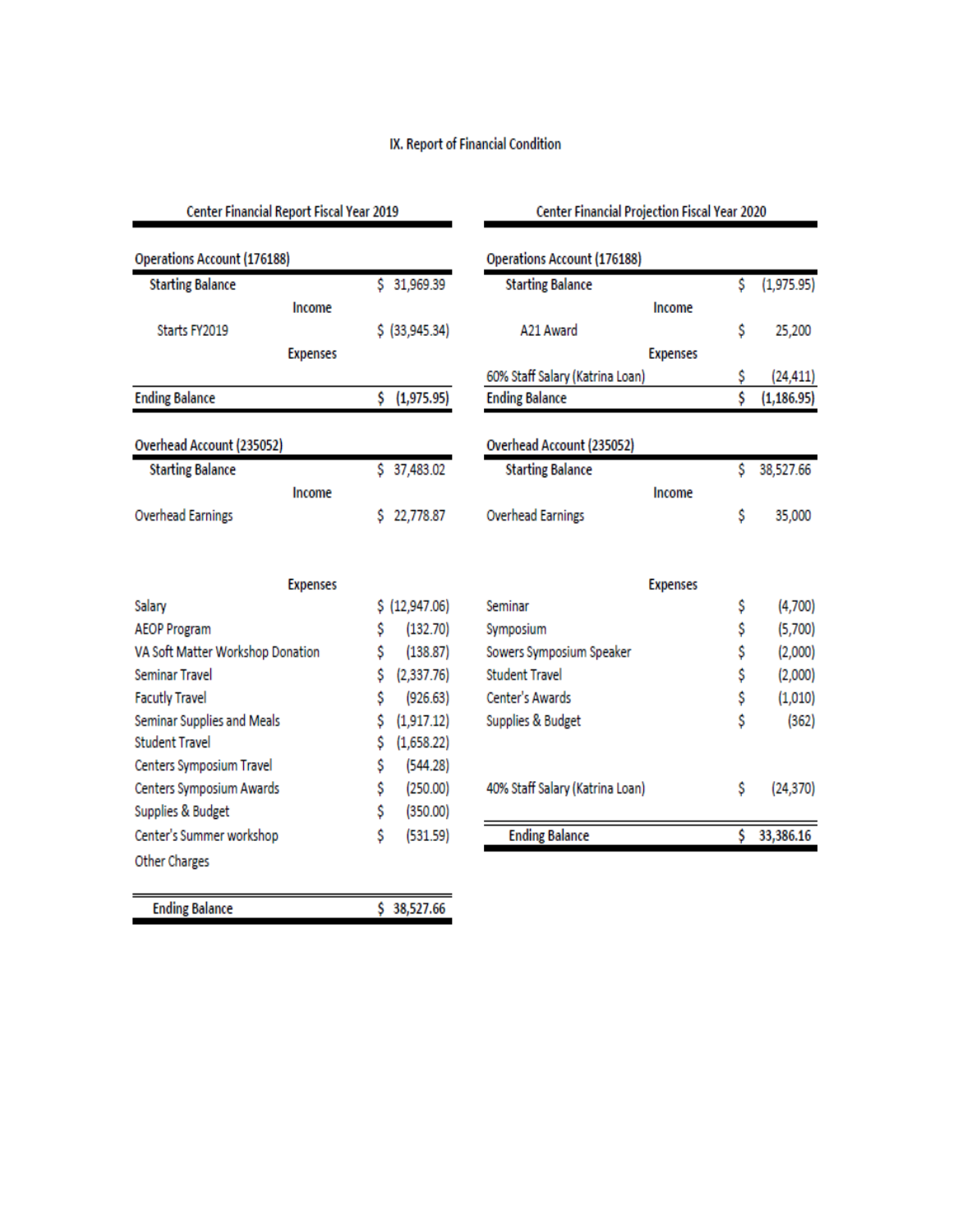## IX. Report of Financial Condition

### Center Financial Report Fiscal Year 2019

**Operations Account (176188)**

| | |
|---|---|
| Starting Balance | $ 31,969.39 |
| **Income** | |
| Starts FY2019 | $ (33,945.34) |
| **Expenses** | |
| **Ending Balance** | **$ (1,975.95)** |

**Overhead Account (235052)**

| | |
|---|---|
| Starting Balance | $ 37,483.02 |
| **Income** | |
| Overhead Earnings | $ 22,778.87 |
| **Expenses** | |
| Salary | $ (12,947.06) |
| AEOP Program | $ (132.70) |
| VA Soft Matter Workshop Donation | $ (138.87) |
| Seminar Travel | $ (2,337.76) |
| Facutly Travel | $ (926.63) |
| Seminar Supplies and Meals | $ (1,917.12) |
| Student Travel | $ (1,658.22) |
| Centers Symposium Travel | $ (544.28) |
| Centers Symposium Awards | $ (250.00) |
| Supplies & Budget | $ (350.00) |
| Center's Summer workshop | $ (531.59) |
| Other Charges | |
| **Ending Balance** | **$ 38,527.66** |

### Center Financial Projection Fiscal Year 2020

**Operations Account (176188)**

| | |
|---|---|
| Starting Balance | $ (1,975.95) |
| **Income** | |
| A21 Award | $ 25,200 |
| **Expenses** | |
| 60% Staff Salary (Katrina Loan) | $ (24,411) |
| **Ending Balance** | **$ (1,186.95)** |

**Overhead Account (235052)**

| | |
|---|---|
| Starting Balance | $ 38,527.66 |
| **Income** | |
| Overhead Earnings | $ 35,000 |
| **Expenses** | |
| Seminar | $ (4,700) |
| Symposium | $ (5,700) |
| Sowers Symposium Speaker | $ (2,000) |
| Student Travel | $ (2,000) |
| Center's Awards | $ (1,010) |
| Supplies & Budget | $ (362) |
| 40% Staff Salary (Katrina Loan) | $ (24,370) |
| **Ending Balance** | **$ 33,386.16** |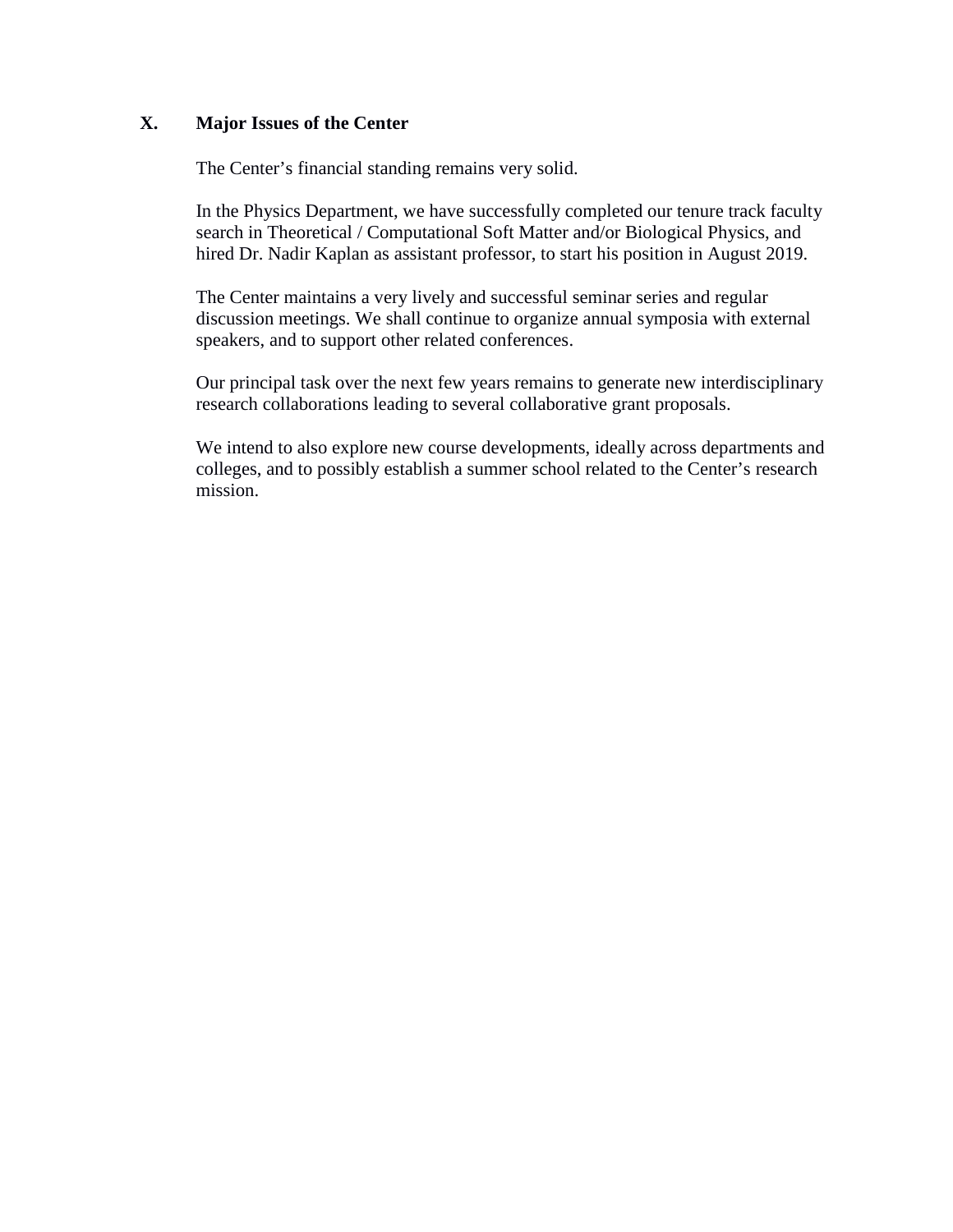## X. Major Issues of the Center

The Center's financial standing remains very solid.

In the Physics Department, we have successfully completed our tenure track faculty search in Theoretical / Computational Soft Matter and/or Biological Physics, and hired Dr. Nadir Kaplan as assistant professor, to start his position in August 2019.

The Center maintains a very lively and successful seminar series and regular discussion meetings. We shall continue to organize annual symposia with external speakers, and to support other related conferences.

Our principal task over the next few years remains to generate new interdisciplinary research collaborations leading to several collaborative grant proposals.

We intend to also explore new course developments, ideally across departments and colleges, and to possibly establish a summer school related to the Center's research mission.